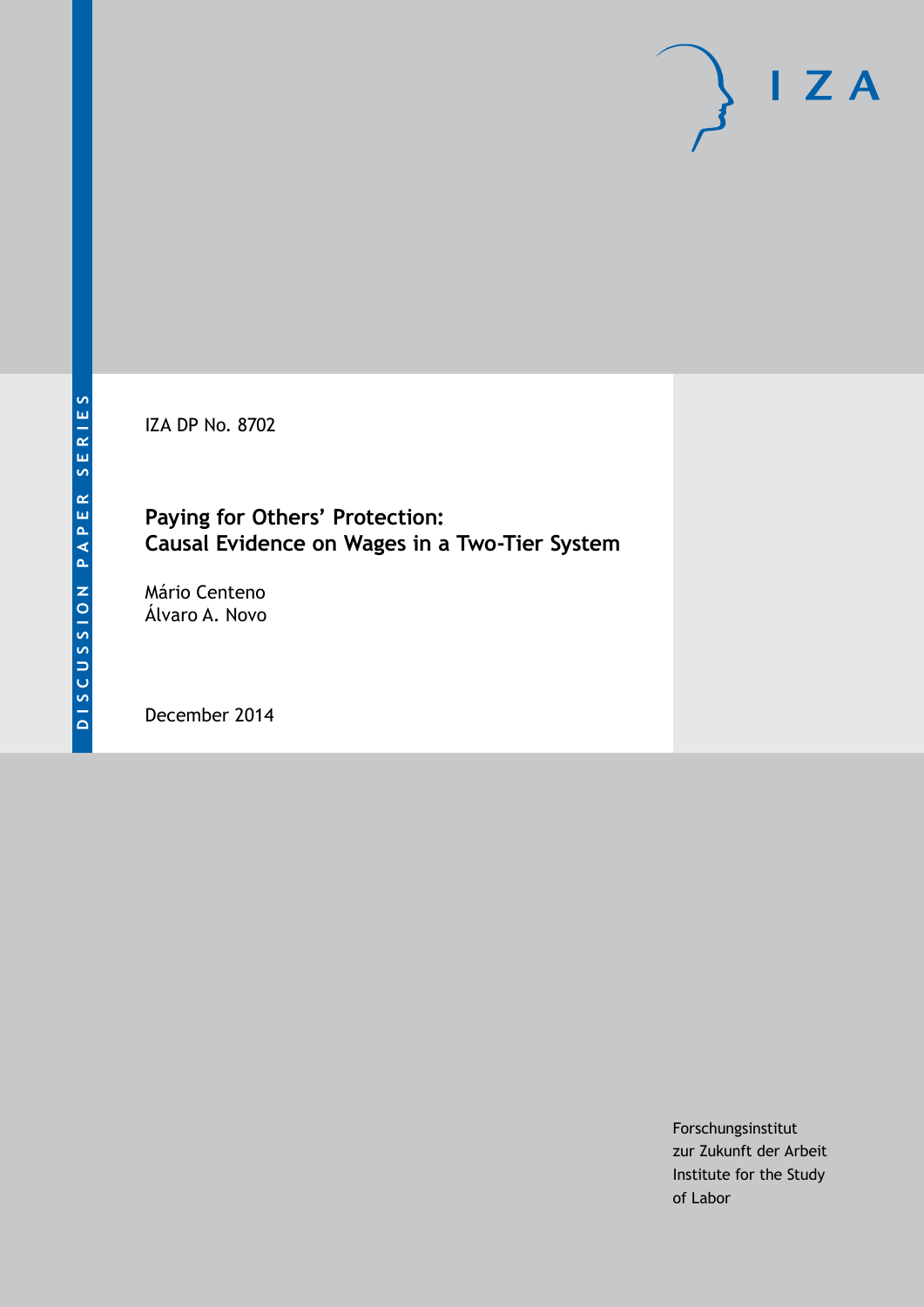DISCUSSION PAPER SERIES

IZA DP No. 8702

# Paying for Others' Protection: Causal Evidence on Wages in a Two-Tier System

Mário Centeno
Álvaro A. Novo

December 2014

Forschungsinstitut
zur Zukunft der Arbeit
Institute for the Study
of Labor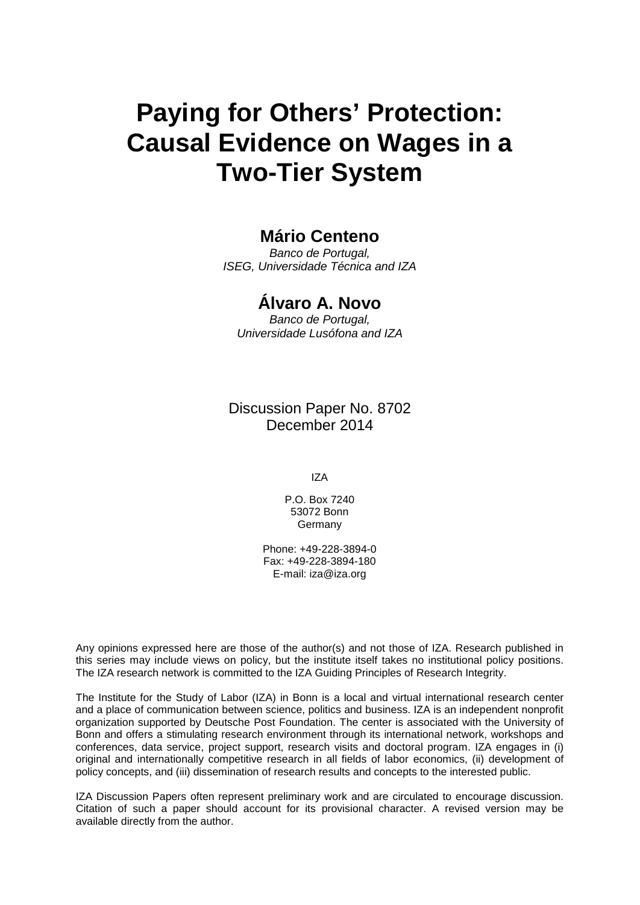# Paying for Others' Protection: Causal Evidence on Wages in a Two-Tier System

**Mário Centeno**

*Banco de Portugal,*
*ISEG, Universidade Técnica and IZA*

**Álvaro A. Novo**

*Banco de Portugal,*
*Universidade Lusófona and IZA*

Discussion Paper No. 8702
December 2014

IZA

P.O. Box 7240
53072 Bonn
Germany

Phone: +49-228-3894-0
Fax: +49-228-3894-180
E-mail: iza@iza.org

Any opinions expressed here are those of the author(s) and not those of IZA. Research published in this series may include views on policy, but the institute itself takes no institutional policy positions. The IZA research network is committed to the IZA Guiding Principles of Research Integrity.

The Institute for the Study of Labor (IZA) in Bonn is a local and virtual international research center and a place of communication between science, politics and business. IZA is an independent nonprofit organization supported by Deutsche Post Foundation. The center is associated with the University of Bonn and offers a stimulating research environment through its international network, workshops and conferences, data service, project support, research visits and doctoral program. IZA engages in (i) original and internationally competitive research in all fields of labor economics, (ii) development of policy concepts, and (iii) dissemination of research results and concepts to the interested public.

IZA Discussion Papers often represent preliminary work and are circulated to encourage discussion. Citation of such a paper should account for its provisional character. A revised version may be available directly from the author.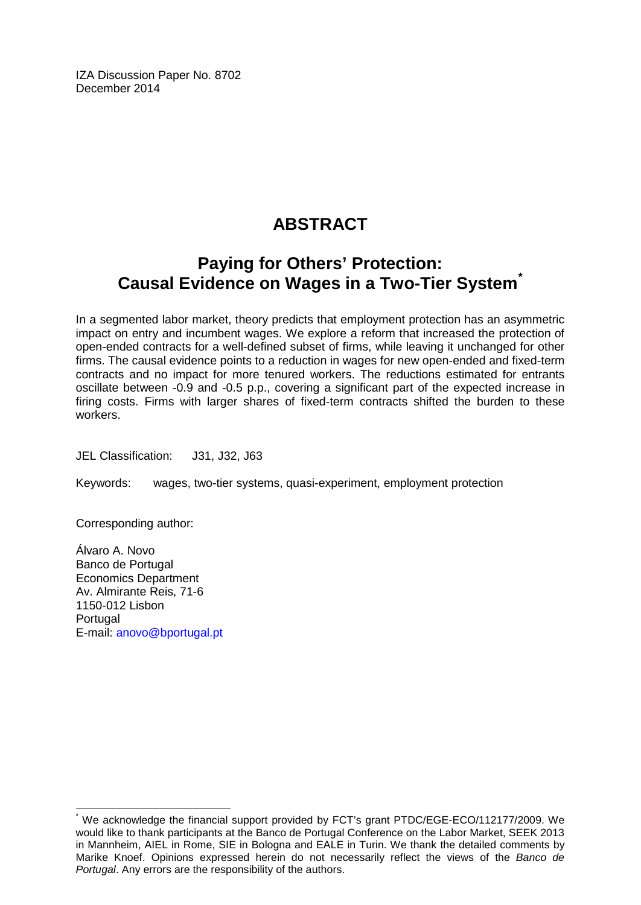IZA Discussion Paper No. 8702
December 2014

# ABSTRACT

## Paying for Others' Protection: Causal Evidence on Wages in a Two-Tier System[*]

In a segmented labor market, theory predicts that employment protection has an asymmetric impact on entry and incumbent wages. We explore a reform that increased the protection of open-ended contracts for a well-defined subset of firms, while leaving it unchanged for other firms. The causal evidence points to a reduction in wages for new open-ended and fixed-term contracts and no impact for more tenured workers. The reductions estimated for entrants oscillate between -0.9 and -0.5 p.p., covering a significant part of the expected increase in firing costs. Firms with larger shares of fixed-term contracts shifted the burden to these workers.

JEL Classification: J31, J32, J63

Keywords: wages, two-tier systems, quasi-experiment, employment protection

Corresponding author:

Álvaro A. Novo
Banco de Portugal
Economics Department
Av. Almirante Reis, 71-6
1150-012 Lisbon
Portugal
E-mail: anovo@bportugal.pt

[*] We acknowledge the financial support provided by FCT's grant PTDC/EGE-ECO/112177/2009. We would like to thank participants at the Banco de Portugal Conference on the Labor Market, SEEK 2013 in Mannheim, AIEL in Rome, SIE in Bologna and EALE in Turin. We thank the detailed comments by Marike Knoef. Opinions expressed herein do not necessarily reflect the views of the *Banco de Portugal*. Any errors are the responsibility of the authors.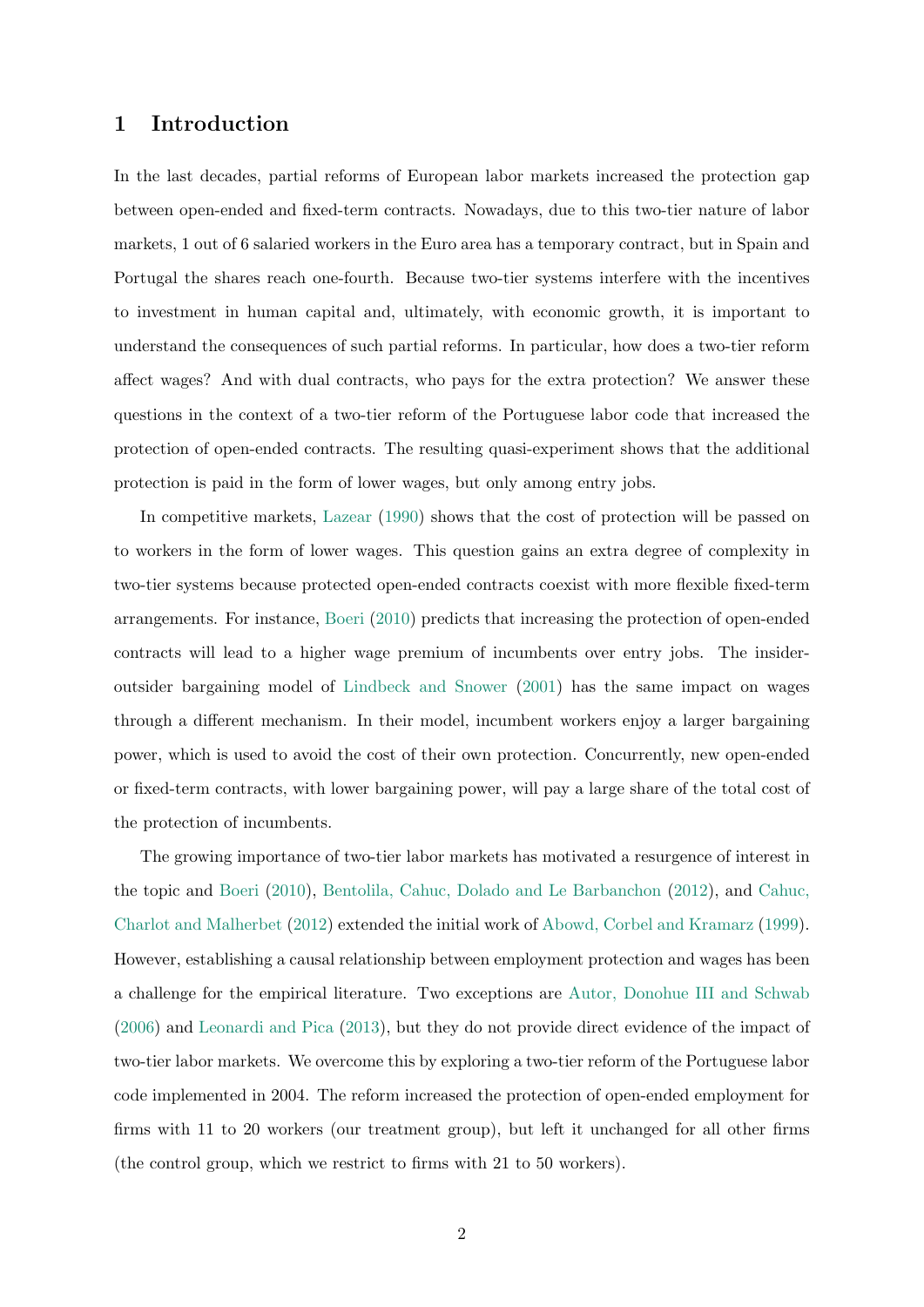# 1 Introduction

In the last decades, partial reforms of European labor markets increased the protection gap between open-ended and fixed-term contracts. Nowadays, due to this two-tier nature of labor markets, 1 out of 6 salaried workers in the Euro area has a temporary contract, but in Spain and Portugal the shares reach one-fourth. Because two-tier systems interfere with the incentives to investment in human capital and, ultimately, with economic growth, it is important to understand the consequences of such partial reforms. In particular, how does a two-tier reform affect wages? And with dual contracts, who pays for the extra protection? We answer these questions in the context of a two-tier reform of the Portuguese labor code that increased the protection of open-ended contracts. The resulting quasi-experiment shows that the additional protection is paid in the form of lower wages, but only among entry jobs.

In competitive markets, Lazear (1990) shows that the cost of protection will be passed on to workers in the form of lower wages. This question gains an extra degree of complexity in two-tier systems because protected open-ended contracts coexist with more flexible fixed-term arrangements. For instance, Boeri (2010) predicts that increasing the protection of open-ended contracts will lead to a higher wage premium of incumbents over entry jobs. The insider-outsider bargaining model of Lindbeck and Snower (2001) has the same impact on wages through a different mechanism. In their model, incumbent workers enjoy a larger bargaining power, which is used to avoid the cost of their own protection. Concurrently, new open-ended or fixed-term contracts, with lower bargaining power, will pay a large share of the total cost of the protection of incumbents.

The growing importance of two-tier labor markets has motivated a resurgence of interest in the topic and Boeri (2010), Bentolila, Cahuc, Dolado and Le Barbanchon (2012), and Cahuc, Charlot and Malherbet (2012) extended the initial work of Abowd, Corbel and Kramarz (1999). However, establishing a causal relationship between employment protection and wages has been a challenge for the empirical literature. Two exceptions are Autor, Donohue III and Schwab (2006) and Leonardi and Pica (2013), but they do not provide direct evidence of the impact of two-tier labor markets. We overcome this by exploring a two-tier reform of the Portuguese labor code implemented in 2004. The reform increased the protection of open-ended employment for firms with 11 to 20 workers (our treatment group), but left it unchanged for all other firms (the control group, which we restrict to firms with 21 to 50 workers).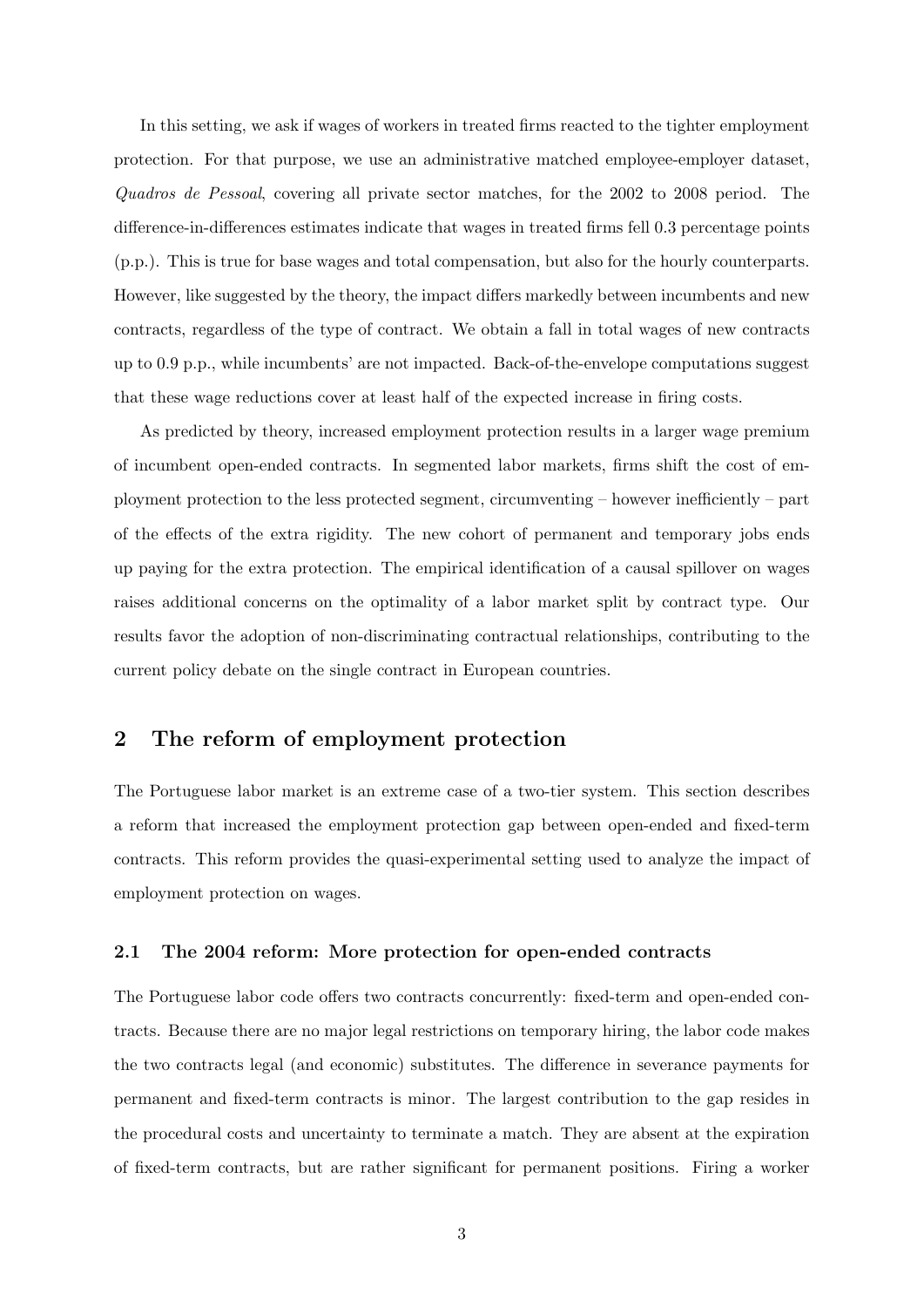In this setting, we ask if wages of workers in treated firms reacted to the tighter employment protection. For that purpose, we use an administrative matched employee-employer dataset, *Quadros de Pessoal*, covering all private sector matches, for the 2002 to 2008 period. The difference-in-differences estimates indicate that wages in treated firms fell 0.3 percentage points (p.p.). This is true for base wages and total compensation, but also for the hourly counterparts. However, like suggested by the theory, the impact differs markedly between incumbents and new contracts, regardless of the type of contract. We obtain a fall in total wages of new contracts up to 0.9 p.p., while incumbents' are not impacted. Back-of-the-envelope computations suggest that these wage reductions cover at least half of the expected increase in firing costs.

As predicted by theory, increased employment protection results in a larger wage premium of incumbent open-ended contracts. In segmented labor markets, firms shift the cost of employment protection to the less protected segment, circumventing – however inefficiently – part of the effects of the extra rigidity. The new cohort of permanent and temporary jobs ends up paying for the extra protection. The empirical identification of a causal spillover on wages raises additional concerns on the optimality of a labor market split by contract type. Our results favor the adoption of non-discriminating contractual relationships, contributing to the current policy debate on the single contract in European countries.

## 2 The reform of employment protection

The Portuguese labor market is an extreme case of a two-tier system. This section describes a reform that increased the employment protection gap between open-ended and fixed-term contracts. This reform provides the quasi-experimental setting used to analyze the impact of employment protection on wages.

### 2.1 The 2004 reform: More protection for open-ended contracts

The Portuguese labor code offers two contracts concurrently: fixed-term and open-ended contracts. Because there are no major legal restrictions on temporary hiring, the labor code makes the two contracts legal (and economic) substitutes. The difference in severance payments for permanent and fixed-term contracts is minor. The largest contribution to the gap resides in the procedural costs and uncertainty to terminate a match. They are absent at the expiration of fixed-term contracts, but are rather significant for permanent positions. Firing a worker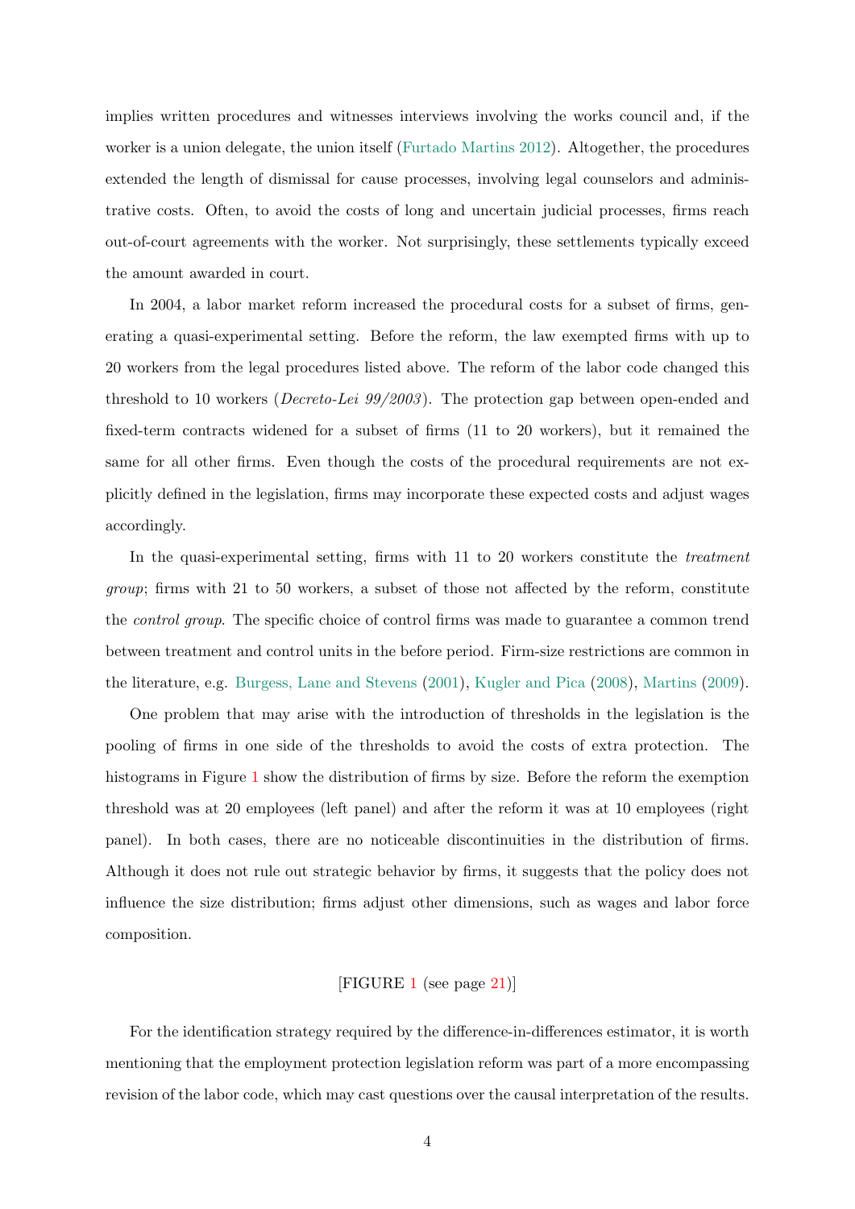implies written procedures and witnesses interviews involving the works council and, if the worker is a union delegate, the union itself (Furtado Martins 2012). Altogether, the procedures extended the length of dismissal for cause processes, involving legal counselors and administrative costs. Often, to avoid the costs of long and uncertain judicial processes, firms reach out-of-court agreements with the worker. Not surprisingly, these settlements typically exceed the amount awarded in court.

In 2004, a labor market reform increased the procedural costs for a subset of firms, generating a quasi-experimental setting. Before the reform, the law exempted firms with up to 20 workers from the legal procedures listed above. The reform of the labor code changed this threshold to 10 workers (*Decreto-Lei 99/2003*). The protection gap between open-ended and fixed-term contracts widened for a subset of firms (11 to 20 workers), but it remained the same for all other firms. Even though the costs of the procedural requirements are not explicitly defined in the legislation, firms may incorporate these expected costs and adjust wages accordingly.

In the quasi-experimental setting, firms with 11 to 20 workers constitute the *treatment group*; firms with 21 to 50 workers, a subset of those not affected by the reform, constitute the *control group*. The specific choice of control firms was made to guarantee a common trend between treatment and control units in the before period. Firm-size restrictions are common in the literature, e.g. Burgess, Lane and Stevens (2001), Kugler and Pica (2008), Martins (2009).

One problem that may arise with the introduction of thresholds in the legislation is the pooling of firms in one side of the thresholds to avoid the costs of extra protection. The histograms in Figure 1 show the distribution of firms by size. Before the reform the exemption threshold was at 20 employees (left panel) and after the reform it was at 10 employees (right panel). In both cases, there are no noticeable discontinuities in the distribution of firms. Although it does not rule out strategic behavior by firms, it suggests that the policy does not influence the size distribution; firms adjust other dimensions, such as wages and labor force composition.

[FIGURE 1 (see page 21)]

For the identification strategy required by the difference-in-differences estimator, it is worth mentioning that the employment protection legislation reform was part of a more encompassing revision of the labor code, which may cast questions over the causal interpretation of the results.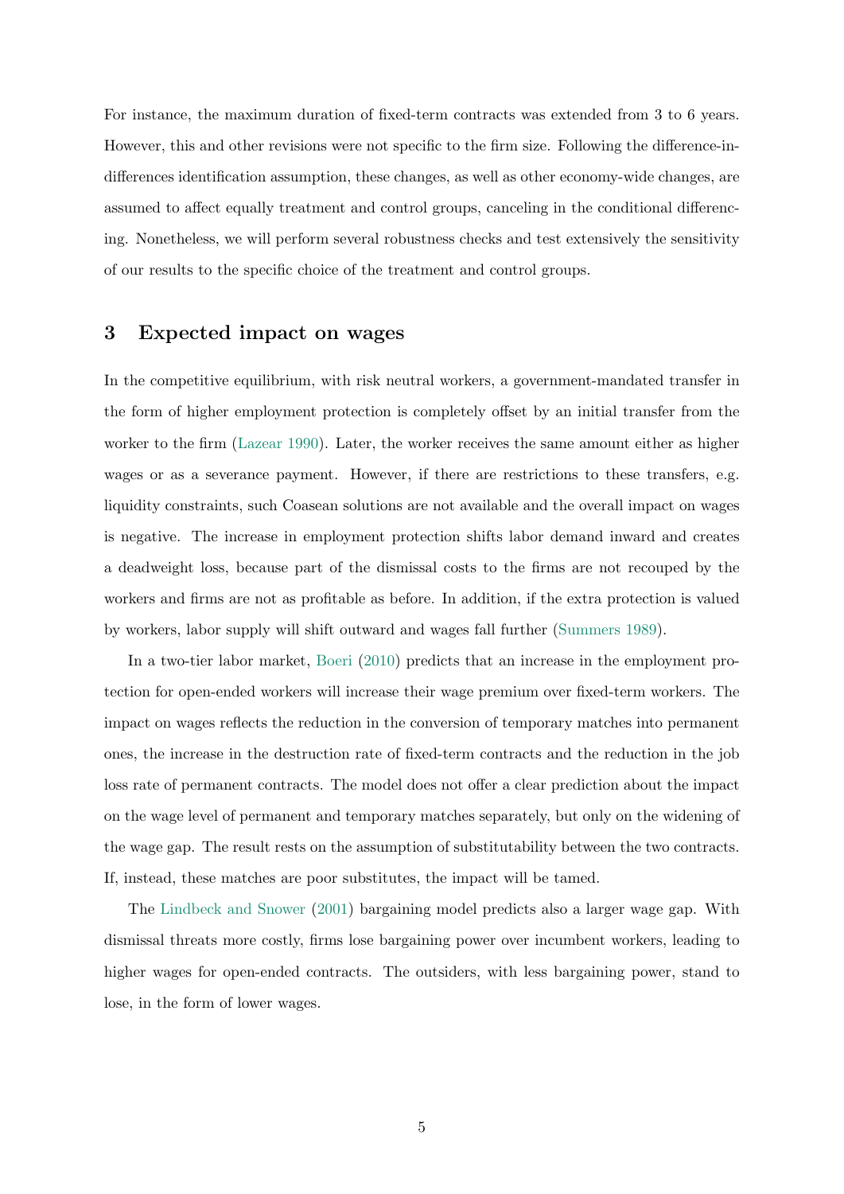For instance, the maximum duration of fixed-term contracts was extended from 3 to 6 years. However, this and other revisions were not specific to the firm size. Following the difference-in-differences identification assumption, these changes, as well as other economy-wide changes, are assumed to affect equally treatment and control groups, canceling in the conditional differencing. Nonetheless, we will perform several robustness checks and test extensively the sensitivity of our results to the specific choice of the treatment and control groups.

## 3 Expected impact on wages

In the competitive equilibrium, with risk neutral workers, a government-mandated transfer in the form of higher employment protection is completely offset by an initial transfer from the worker to the firm (Lazear 1990). Later, the worker receives the same amount either as higher wages or as a severance payment. However, if there are restrictions to these transfers, e.g. liquidity constraints, such Coasean solutions are not available and the overall impact on wages is negative. The increase in employment protection shifts labor demand inward and creates a deadweight loss, because part of the dismissal costs to the firms are not recouped by the workers and firms are not as profitable as before. In addition, if the extra protection is valued by workers, labor supply will shift outward and wages fall further (Summers 1989).

In a two-tier labor market, Boeri (2010) predicts that an increase in the employment protection for open-ended workers will increase their wage premium over fixed-term workers. The impact on wages reflects the reduction in the conversion of temporary matches into permanent ones, the increase in the destruction rate of fixed-term contracts and the reduction in the job loss rate of permanent contracts. The model does not offer a clear prediction about the impact on the wage level of permanent and temporary matches separately, but only on the widening of the wage gap. The result rests on the assumption of substitutability between the two contracts. If, instead, these matches are poor substitutes, the impact will be tamed.

The Lindbeck and Snower (2001) bargaining model predicts also a larger wage gap. With dismissal threats more costly, firms lose bargaining power over incumbent workers, leading to higher wages for open-ended contracts. The outsiders, with less bargaining power, stand to lose, in the form of lower wages.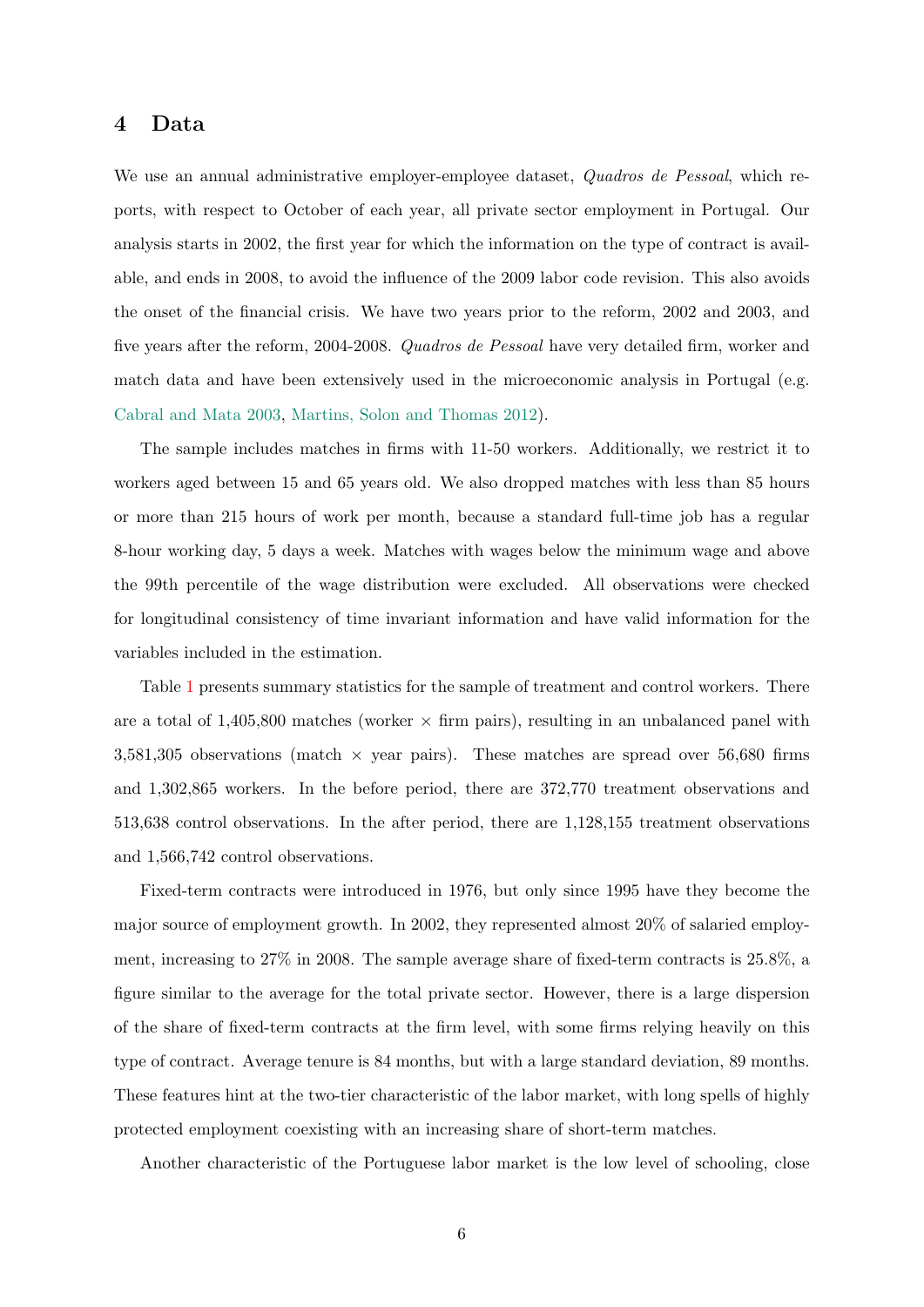## 4 Data

We use an annual administrative employer-employee dataset, *Quadros de Pessoal*, which reports, with respect to October of each year, all private sector employment in Portugal. Our analysis starts in 2002, the first year for which the information on the type of contract is available, and ends in 2008, to avoid the influence of the 2009 labor code revision. This also avoids the onset of the financial crisis. We have two years prior to the reform, 2002 and 2003, and five years after the reform, 2004-2008. *Quadros de Pessoal* have very detailed firm, worker and match data and have been extensively used in the microeconomic analysis in Portugal (e.g. Cabral and Mata 2003, Martins, Solon and Thomas 2012).

The sample includes matches in firms with 11-50 workers. Additionally, we restrict it to workers aged between 15 and 65 years old. We also dropped matches with less than 85 hours or more than 215 hours of work per month, because a standard full-time job has a regular 8-hour working day, 5 days a week. Matches with wages below the minimum wage and above the 99th percentile of the wage distribution were excluded. All observations were checked for longitudinal consistency of time invariant information and have valid information for the variables included in the estimation.

Table 1 presents summary statistics for the sample of treatment and control workers. There are a total of 1,405,800 matches (worker $\times$ firm pairs), resulting in an unbalanced panel with 3,581,305 observations (match $\times$ year pairs). These matches are spread over 56,680 firms and 1,302,865 workers. In the before period, there are 372,770 treatment observations and 513,638 control observations. In the after period, there are 1,128,155 treatment observations and 1,566,742 control observations.

Fixed-term contracts were introduced in 1976, but only since 1995 have they become the major source of employment growth. In 2002, they represented almost 20% of salaried employment, increasing to 27% in 2008. The sample average share of fixed-term contracts is 25.8%, a figure similar to the average for the total private sector. However, there is a large dispersion of the share of fixed-term contracts at the firm level, with some firms relying heavily on this type of contract. Average tenure is 84 months, but with a large standard deviation, 89 months. These features hint at the two-tier characteristic of the labor market, with long spells of highly protected employment coexisting with an increasing share of short-term matches.

Another characteristic of the Portuguese labor market is the low level of schooling, close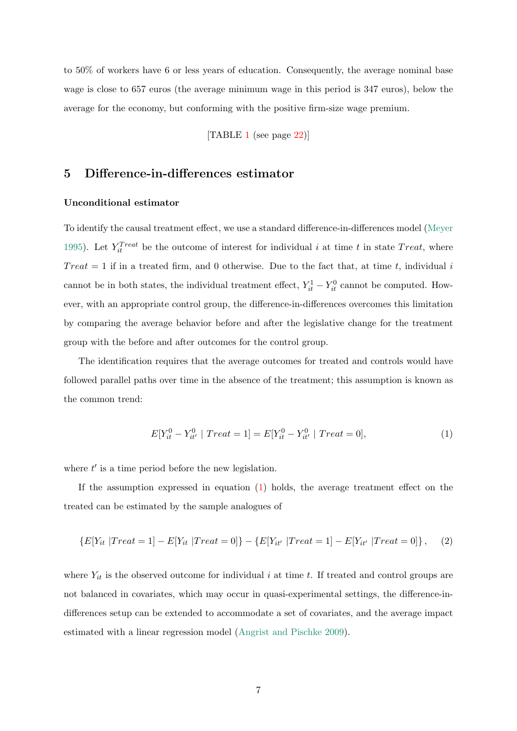to 50% of workers have 6 or less years of education. Consequently, the average nominal base wage is close to 657 euros (the average minimum wage in this period is 347 euros), below the average for the economy, but conforming with the positive firm-size wage premium.

[TABLE 1 (see page 22)]

## 5 Difference-in-differences estimator

**Unconditional estimator**

To identify the causal treatment effect, we use a standard difference-in-differences model (Meyer 1995). Let $Y_{it}^{Treat}$ be the outcome of interest for individual $i$ at time $t$ in state $Treat$, where $Treat = 1$ if in a treated firm, and 0 otherwise. Due to the fact that, at time $t$, individual $i$ cannot be in both states, the individual treatment effect, $Y_{it}^{1} - Y_{it}^{0}$ cannot be computed. However, with an appropriate control group, the difference-in-differences overcomes this limitation by comparing the average behavior before and after the legislative change for the treatment group with the before and after outcomes for the control group.

The identification requires that the average outcomes for treated and controls would have followed parallel paths over time in the absence of the treatment; this assumption is known as the common trend:

$$E[Y_{it}^{0} - Y_{it'}^{0} \mid Treat = 1] = E[Y_{it}^{0} - Y_{it'}^{0} \mid Treat = 0], \tag{1}$$

where $t'$ is a time period before the new legislation.

If the assumption expressed in equation (1) holds, the average treatment effect on the treated can be estimated by the sample analogues of

$$\left\{E[Y_{it} \mid Treat = 1] - E[Y_{it} \mid Treat = 0]\right\} - \left\{E[Y_{it'} \mid Treat = 1] - E[Y_{it'} \mid Treat = 0]\right\}, \tag{2}$$

where $Y_{it}$ is the observed outcome for individual $i$ at time $t$. If treated and control groups are not balanced in covariates, which may occur in quasi-experimental settings, the difference-in-differences setup can be extended to accommodate a set of covariates, and the average impact estimated with a linear regression model (Angrist and Pischke 2009).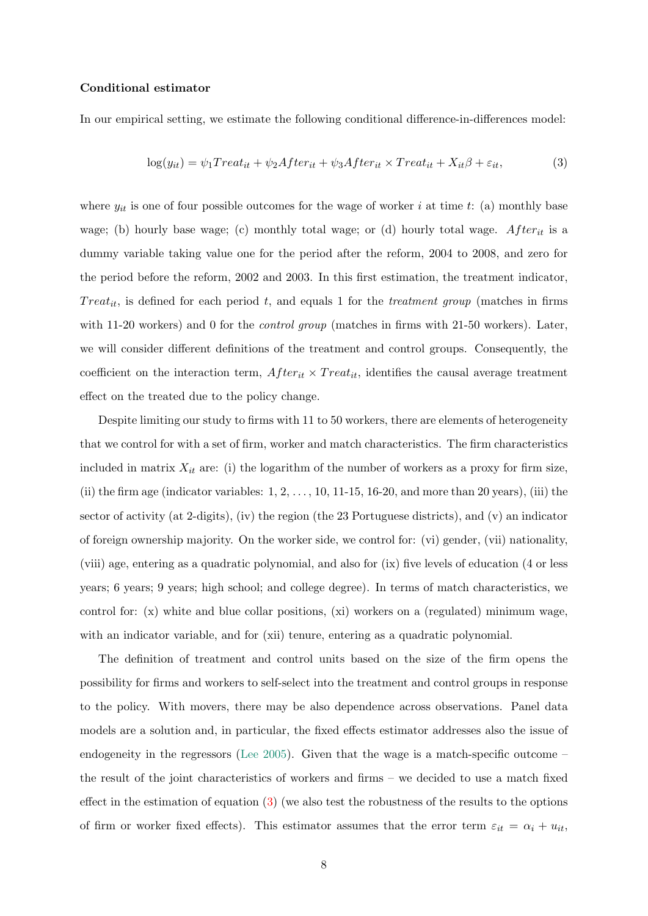**Conditional estimator**

In our empirical setting, we estimate the following conditional difference-in-differences model:

$$\log(y_{it}) = \psi_1 Treat_{it} + \psi_2 After_{it} + \psi_3 After_{it} \times Treat_{it} + X_{it}\beta + \varepsilon_{it}, \tag{3}$$

where $y_{it}$ is one of four possible outcomes for the wage of worker $i$ at time $t$: (a) monthly base wage; (b) hourly base wage; (c) monthly total wage; or (d) hourly total wage. $After_{it}$ is a dummy variable taking value one for the period after the reform, 2004 to 2008, and zero for the period before the reform, 2002 and 2003. In this first estimation, the treatment indicator, $Treat_{it}$, is defined for each period $t$, and equals 1 for the *treatment group* (matches in firms with 11-20 workers) and 0 for the *control group* (matches in firms with 21-50 workers). Later, we will consider different definitions of the treatment and control groups. Consequently, the coefficient on the interaction term, $After_{it} \times Treat_{it}$, identifies the causal average treatment effect on the treated due to the policy change.

Despite limiting our study to firms with 11 to 50 workers, there are elements of heterogeneity that we control for with a set of firm, worker and match characteristics. The firm characteristics included in matrix $X_{it}$ are: (i) the logarithm of the number of workers as a proxy for firm size, (ii) the firm age (indicator variables: 1, 2, ..., 10, 11-15, 16-20, and more than 20 years), (iii) the sector of activity (at 2-digits), (iv) the region (the 23 Portuguese districts), and (v) an indicator of foreign ownership majority. On the worker side, we control for: (vi) gender, (vii) nationality, (viii) age, entering as a quadratic polynomial, and also for (ix) five levels of education (4 or less years; 6 years; 9 years; high school; and college degree). In terms of match characteristics, we control for: (x) white and blue collar positions, (xi) workers on a (regulated) minimum wage, with an indicator variable, and for (xii) tenure, entering as a quadratic polynomial.

The definition of treatment and control units based on the size of the firm opens the possibility for firms and workers to self-select into the treatment and control groups in response to the policy. With movers, there may be also dependence across observations. Panel data models are a solution and, in particular, the fixed effects estimator addresses also the issue of endogeneity in the regressors (Lee 2005). Given that the wage is a match-specific outcome – the result of the joint characteristics of workers and firms – we decided to use a match fixed effect in the estimation of equation (3) (we also test the robustness of the results to the options of firm or worker fixed effects). This estimator assumes that the error term $\varepsilon_{it} = \alpha_i + u_{it}$,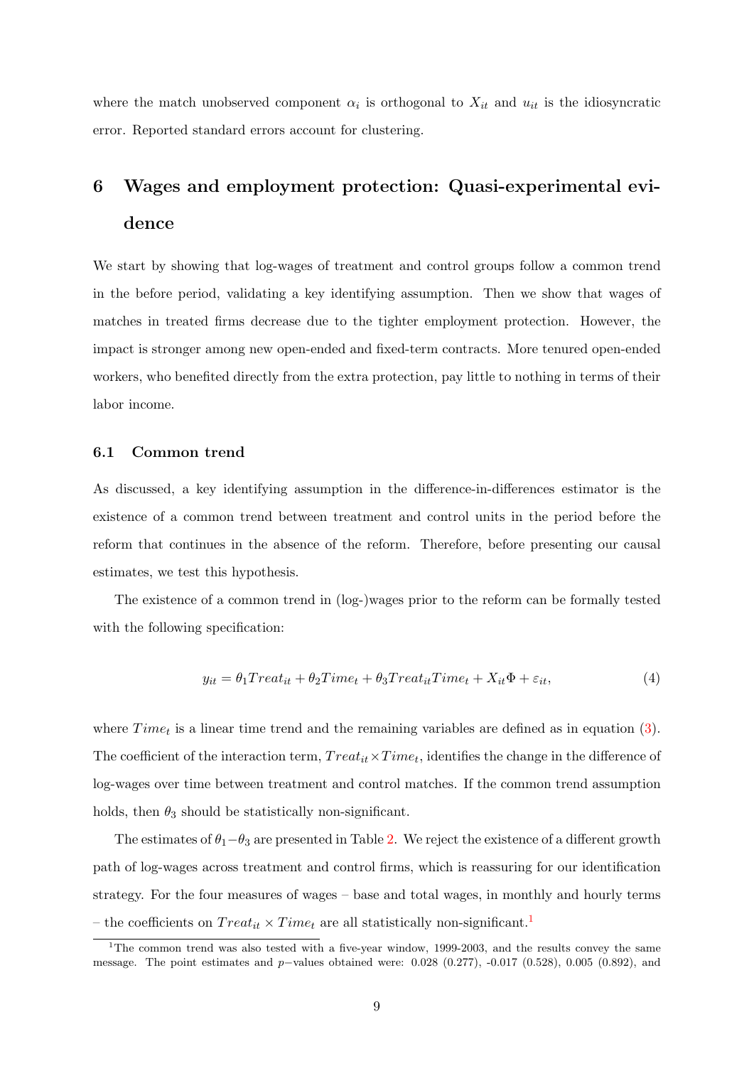where the match unobserved component $\alpha_i$ is orthogonal to $X_{it}$ and $u_{it}$ is the idiosyncratic error. Reported standard errors account for clustering.

# 6 Wages and employment protection: Quasi-experimental evidence

We start by showing that log-wages of treatment and control groups follow a common trend in the before period, validating a key identifying assumption. Then we show that wages of matches in treated firms decrease due to the tighter employment protection. However, the impact is stronger among new open-ended and fixed-term contracts. More tenured open-ended workers, who benefited directly from the extra protection, pay little to nothing in terms of their labor income.

## 6.1 Common trend

As discussed, a key identifying assumption in the difference-in-differences estimator is the existence of a common trend between treatment and control units in the period before the reform that continues in the absence of the reform. Therefore, before presenting our causal estimates, we test this hypothesis.

The existence of a common trend in (log-)wages prior to the reform can be formally tested with the following specification:

$$y_{it} = \theta_1 Treat_{it} + \theta_2 Time_t + \theta_3 Treat_{it} Time_t + X_{it}\Phi + \varepsilon_{it}, \tag{4}$$

where $Time_t$ is a linear time trend and the remaining variables are defined as in equation (3). The coefficient of the interaction term, $Treat_{it} \times Time_t$, identifies the change in the difference of log-wages over time between treatment and control matches. If the common trend assumption holds, then $\theta_3$ should be statistically non-significant.

The estimates of $\theta_1 - \theta_3$ are presented in Table 2. We reject the existence of a different growth path of log-wages across treatment and control firms, which is reassuring for our identification strategy. For the four measures of wages – base and total wages, in monthly and hourly terms – the coefficients on $Treat_{it} \times Time_t$ are all statistically non-significant.[1]

[1] The common trend was also tested with a five-year window, 1999-2003, and the results convey the same message. The point estimates and $p-$values obtained were: 0.028 (0.277), -0.017 (0.528), 0.005 (0.892), and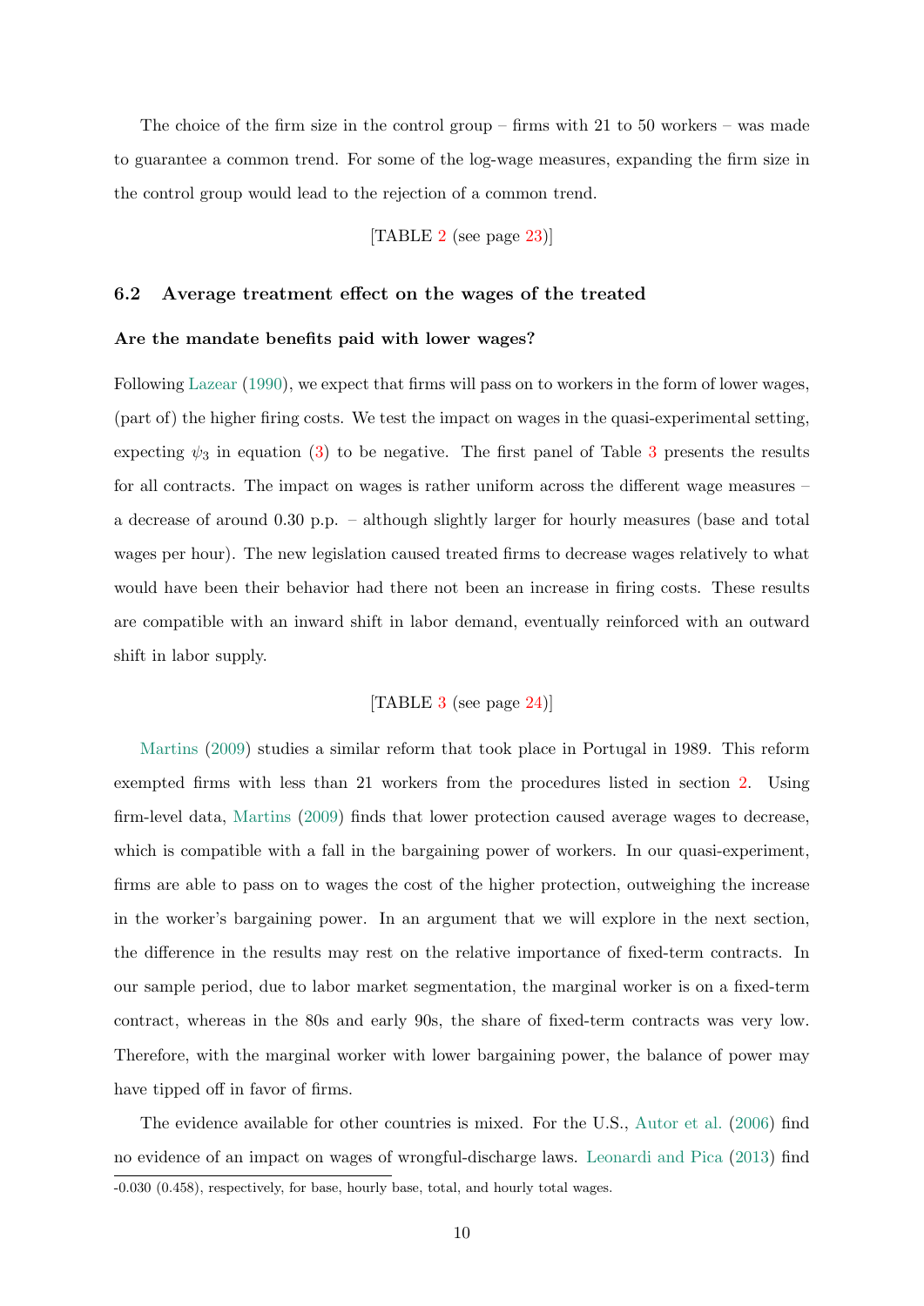The choice of the firm size in the control group – firms with 21 to 50 workers – was made to guarantee a common trend. For some of the log-wage measures, expanding the firm size in the control group would lead to the rejection of a common trend.

[TABLE 2 (see page 23)]

## 6.2 Average treatment effect on the wages of the treated

**Are the mandate benefits paid with lower wages?**

Following Lazear (1990), we expect that firms will pass on to workers in the form of lower wages, (part of) the higher firing costs. We test the impact on wages in the quasi-experimental setting, expecting $\psi_3$ in equation (3) to be negative. The first panel of Table 3 presents the results for all contracts. The impact on wages is rather uniform across the different wage measures – a decrease of around 0.30 p.p. – although slightly larger for hourly measures (base and total wages per hour). The new legislation caused treated firms to decrease wages relatively to what would have been their behavior had there not been an increase in firing costs. These results are compatible with an inward shift in labor demand, eventually reinforced with an outward shift in labor supply.

[TABLE 3 (see page 24)]

Martins (2009) studies a similar reform that took place in Portugal in 1989. This reform exempted firms with less than 21 workers from the procedures listed in section 2. Using firm-level data, Martins (2009) finds that lower protection caused average wages to decrease, which is compatible with a fall in the bargaining power of workers. In our quasi-experiment, firms are able to pass on to wages the cost of the higher protection, outweighing the increase in the worker's bargaining power. In an argument that we will explore in the next section, the difference in the results may rest on the relative importance of fixed-term contracts. In our sample period, due to labor market segmentation, the marginal worker is on a fixed-term contract, whereas in the 80s and early 90s, the share of fixed-term contracts was very low. Therefore, with the marginal worker with lower bargaining power, the balance of power may have tipped off in favor of firms.

The evidence available for other countries is mixed. For the U.S., Autor et al. (2006) find no evidence of an impact on wages of wrongful-discharge laws. Leonardi and Pica (2013) find

-0.030 (0.458), respectively, for base, hourly base, total, and hourly total wages.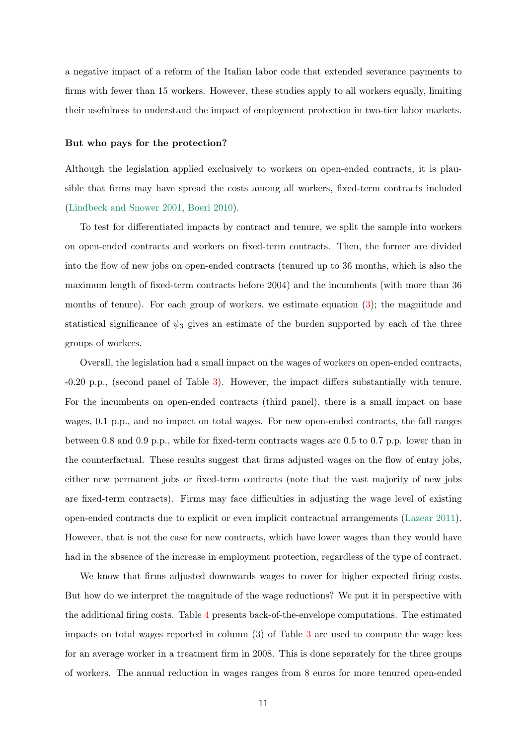a negative impact of a reform of the Italian labor code that extended severance payments to firms with fewer than 15 workers. However, these studies apply to all workers equally, limiting their usefulness to understand the impact of employment protection in two-tier labor markets.

**But who pays for the protection?**

Although the legislation applied exclusively to workers on open-ended contracts, it is plausible that firms may have spread the costs among all workers, fixed-term contracts included (Lindbeck and Snower 2001, Boeri 2010).

To test for differentiated impacts by contract and tenure, we split the sample into workers on open-ended contracts and workers on fixed-term contracts. Then, the former are divided into the flow of new jobs on open-ended contracts (tenured up to 36 months, which is also the maximum length of fixed-term contracts before 2004) and the incumbents (with more than 36 months of tenure). For each group of workers, we estimate equation (3); the magnitude and statistical significance of $\psi_3$ gives an estimate of the burden supported by each of the three groups of workers.

Overall, the legislation had a small impact on the wages of workers on open-ended contracts, -0.20 p.p., (second panel of Table 3). However, the impact differs substantially with tenure. For the incumbents on open-ended contracts (third panel), there is a small impact on base wages, 0.1 p.p., and no impact on total wages. For new open-ended contracts, the fall ranges between 0.8 and 0.9 p.p., while for fixed-term contracts wages are 0.5 to 0.7 p.p. lower than in the counterfactual. These results suggest that firms adjusted wages on the flow of entry jobs, either new permanent jobs or fixed-term contracts (note that the vast majority of new jobs are fixed-term contracts). Firms may face difficulties in adjusting the wage level of existing open-ended contracts due to explicit or even implicit contractual arrangements (Lazear 2011). However, that is not the case for new contracts, which have lower wages than they would have had in the absence of the increase in employment protection, regardless of the type of contract.

We know that firms adjusted downwards wages to cover for higher expected firing costs. But how do we interpret the magnitude of the wage reductions? We put it in perspective with the additional firing costs. Table 4 presents back-of-the-envelope computations. The estimated impacts on total wages reported in column (3) of Table 3 are used to compute the wage loss for an average worker in a treatment firm in 2008. This is done separately for the three groups of workers. The annual reduction in wages ranges from 8 euros for more tenured open-ended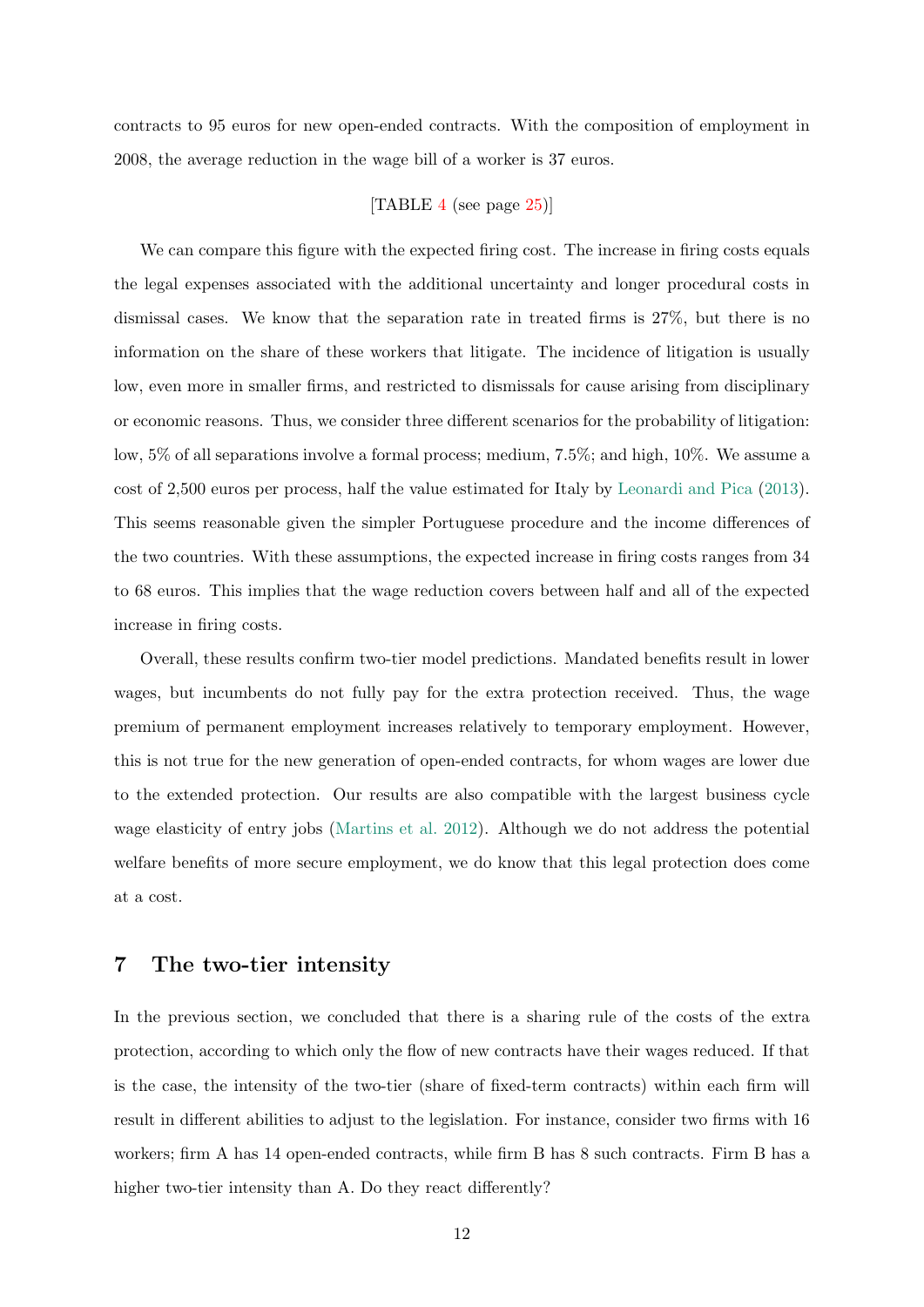contracts to 95 euros for new open-ended contracts. With the composition of employment in 2008, the average reduction in the wage bill of a worker is 37 euros.

[TABLE 4 (see page 25)]

We can compare this figure with the expected firing cost. The increase in firing costs equals the legal expenses associated with the additional uncertainty and longer procedural costs in dismissal cases. We know that the separation rate in treated firms is 27%, but there is no information on the share of these workers that litigate. The incidence of litigation is usually low, even more in smaller firms, and restricted to dismissals for cause arising from disciplinary or economic reasons. Thus, we consider three different scenarios for the probability of litigation: low, 5% of all separations involve a formal process; medium, 7.5%; and high, 10%. We assume a cost of 2,500 euros per process, half the value estimated for Italy by Leonardi and Pica (2013). This seems reasonable given the simpler Portuguese procedure and the income differences of the two countries. With these assumptions, the expected increase in firing costs ranges from 34 to 68 euros. This implies that the wage reduction covers between half and all of the expected increase in firing costs.

Overall, these results confirm two-tier model predictions. Mandated benefits result in lower wages, but incumbents do not fully pay for the extra protection received. Thus, the wage premium of permanent employment increases relatively to temporary employment. However, this is not true for the new generation of open-ended contracts, for whom wages are lower due to the extended protection. Our results are also compatible with the largest business cycle wage elasticity of entry jobs (Martins et al. 2012). Although we do not address the potential welfare benefits of more secure employment, we do know that this legal protection does come at a cost.

## 7 The two-tier intensity

In the previous section, we concluded that there is a sharing rule of the costs of the extra protection, according to which only the flow of new contracts have their wages reduced. If that is the case, the intensity of the two-tier (share of fixed-term contracts) within each firm will result in different abilities to adjust to the legislation. For instance, consider two firms with 16 workers; firm A has 14 open-ended contracts, while firm B has 8 such contracts. Firm B has a higher two-tier intensity than A. Do they react differently?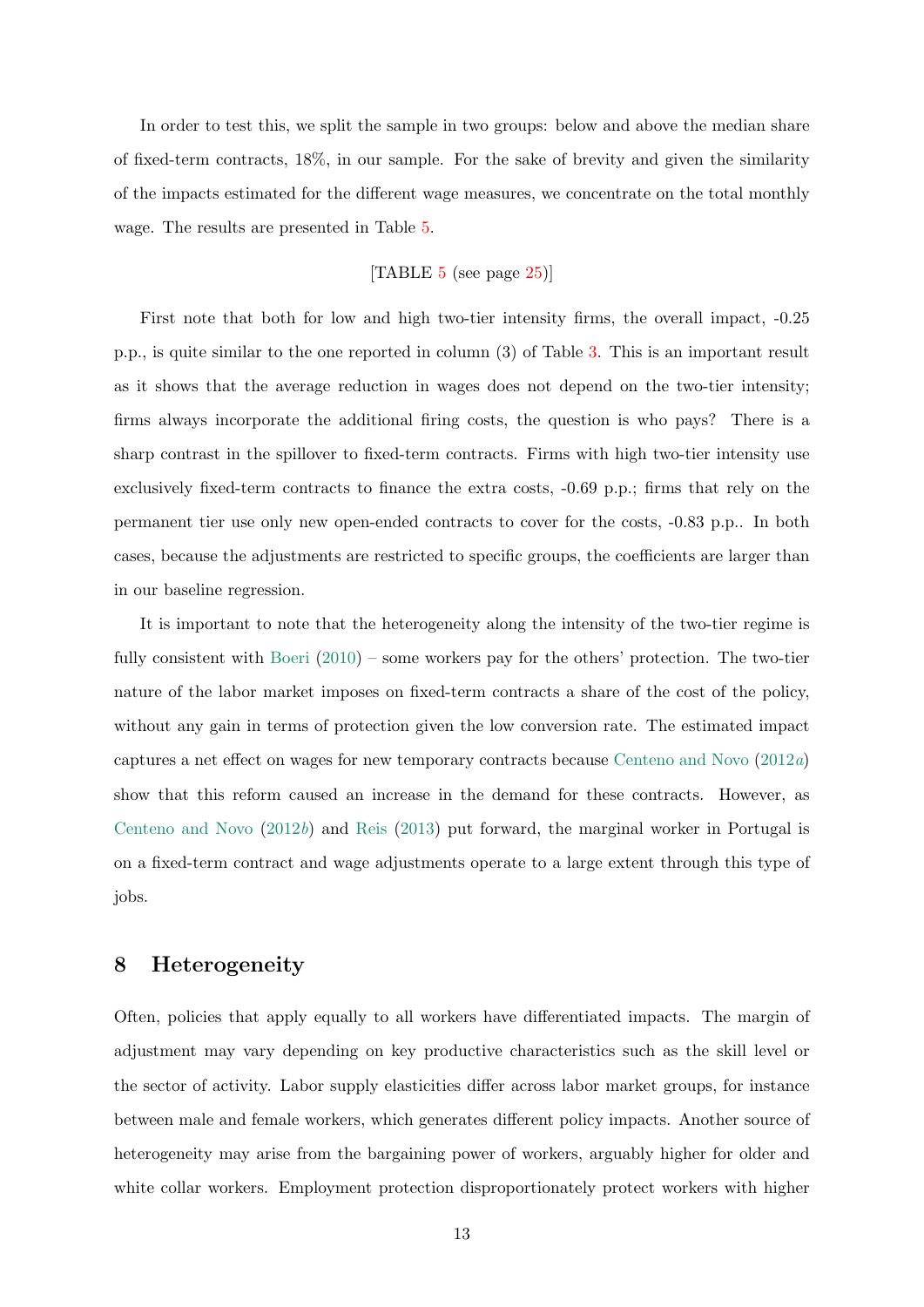In order to test this, we split the sample in two groups: below and above the median share of fixed-term contracts, 18%, in our sample. For the sake of brevity and given the similarity of the impacts estimated for the different wage measures, we concentrate on the total monthly wage. The results are presented in Table 5.

[TABLE 5 (see page 25)]

First note that both for low and high two-tier intensity firms, the overall impact, -0.25 p.p., is quite similar to the one reported in column (3) of Table 3. This is an important result as it shows that the average reduction in wages does not depend on the two-tier intensity; firms always incorporate the additional firing costs, the question is who pays? There is a sharp contrast in the spillover to fixed-term contracts. Firms with high two-tier intensity use exclusively fixed-term contracts to finance the extra costs, -0.69 p.p.; firms that rely on the permanent tier use only new open-ended contracts to cover for the costs, -0.83 p.p.. In both cases, because the adjustments are restricted to specific groups, the coefficients are larger than in our baseline regression.

It is important to note that the heterogeneity along the intensity of the two-tier regime is fully consistent with Boeri (2010) – some workers pay for the others' protection. The two-tier nature of the labor market imposes on fixed-term contracts a share of the cost of the policy, without any gain in terms of protection given the low conversion rate. The estimated impact captures a net effect on wages for new temporary contracts because Centeno and Novo (2012*a*) show that this reform caused an increase in the demand for these contracts. However, as Centeno and Novo (2012*b*) and Reis (2013) put forward, the marginal worker in Portugal is on a fixed-term contract and wage adjustments operate to a large extent through this type of jobs.

## 8 Heterogeneity

Often, policies that apply equally to all workers have differentiated impacts. The margin of adjustment may vary depending on key productive characteristics such as the skill level or the sector of activity. Labor supply elasticities differ across labor market groups, for instance between male and female workers, which generates different policy impacts. Another source of heterogeneity may arise from the bargaining power of workers, arguably higher for older and white collar workers. Employment protection disproportionately protect workers with higher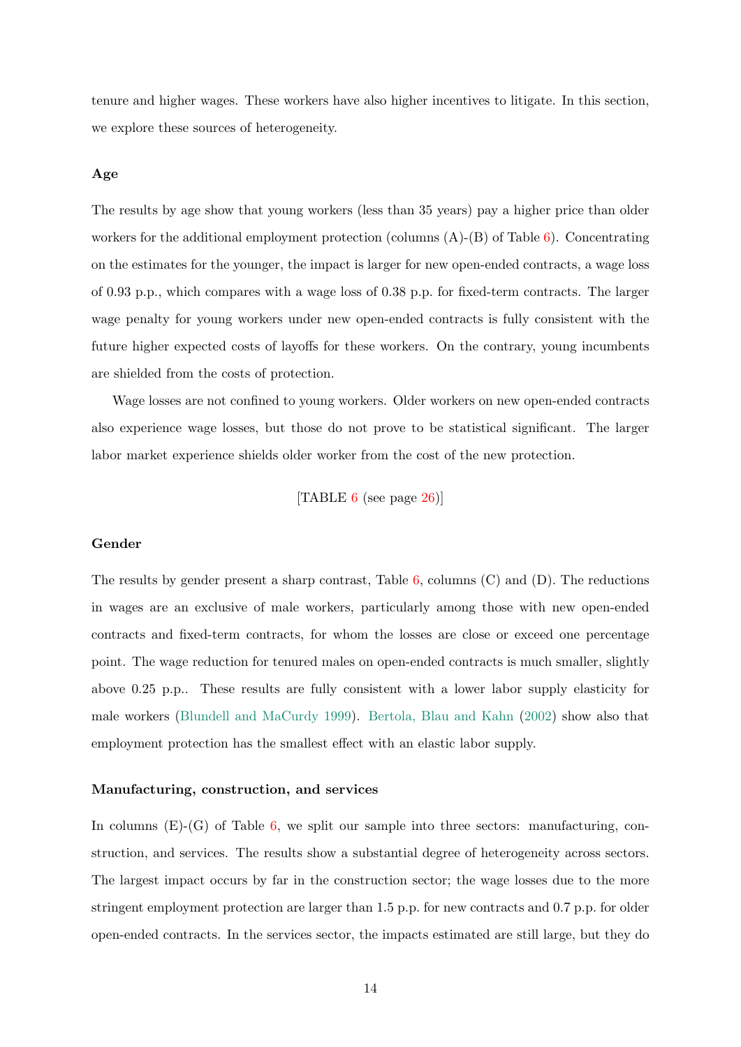tenure and higher wages. These workers have also higher incentives to litigate. In this section, we explore these sources of heterogeneity.

### Age

The results by age show that young workers (less than 35 years) pay a higher price than older workers for the additional employment protection (columns (A)-(B) of Table 6). Concentrating on the estimates for the younger, the impact is larger for new open-ended contracts, a wage loss of 0.93 p.p., which compares with a wage loss of 0.38 p.p. for fixed-term contracts. The larger wage penalty for young workers under new open-ended contracts is fully consistent with the future higher expected costs of layoffs for these workers. On the contrary, young incumbents are shielded from the costs of protection.

Wage losses are not confined to young workers. Older workers on new open-ended contracts also experience wage losses, but those do not prove to be statistical significant. The larger labor market experience shields older worker from the cost of the new protection.

[TABLE 6 (see page 26)]

### Gender

The results by gender present a sharp contrast, Table 6, columns (C) and (D). The reductions in wages are an exclusive of male workers, particularly among those with new open-ended contracts and fixed-term contracts, for whom the losses are close or exceed one percentage point. The wage reduction for tenured males on open-ended contracts is much smaller, slightly above 0.25 p.p.. These results are fully consistent with a lower labor supply elasticity for male workers (Blundell and MaCurdy 1999). Bertola, Blau and Kahn (2002) show also that employment protection has the smallest effect with an elastic labor supply.

### Manufacturing, construction, and services

In columns (E)-(G) of Table 6, we split our sample into three sectors: manufacturing, construction, and services. The results show a substantial degree of heterogeneity across sectors. The largest impact occurs by far in the construction sector; the wage losses due to the more stringent employment protection are larger than 1.5 p.p. for new contracts and 0.7 p.p. for older open-ended contracts. In the services sector, the impacts estimated are still large, but they do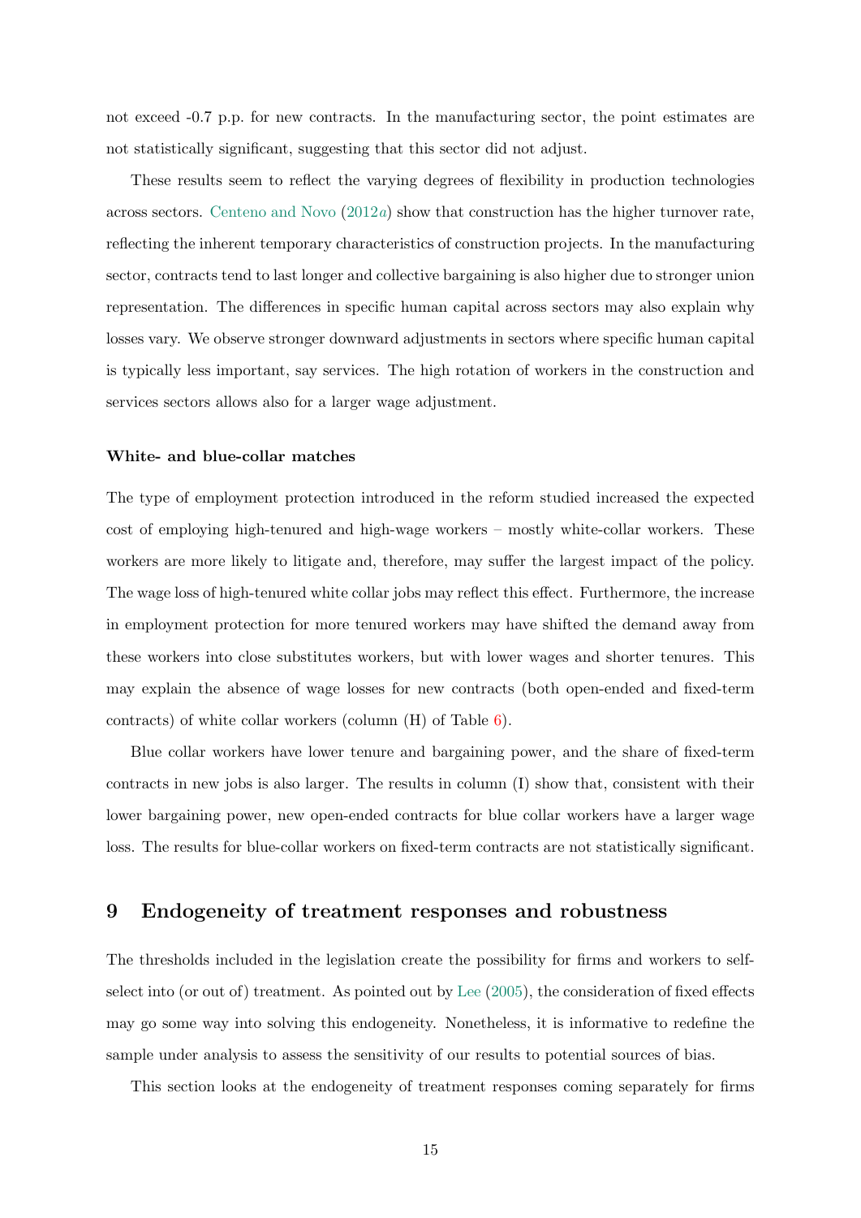not exceed -0.7 p.p. for new contracts. In the manufacturing sector, the point estimates are not statistically significant, suggesting that this sector did not adjust.

These results seem to reflect the varying degrees of flexibility in production technologies across sectors. Centeno and Novo (2012*a*) show that construction has the higher turnover rate, reflecting the inherent temporary characteristics of construction projects. In the manufacturing sector, contracts tend to last longer and collective bargaining is also higher due to stronger union representation. The differences in specific human capital across sectors may also explain why losses vary. We observe stronger downward adjustments in sectors where specific human capital is typically less important, say services. The high rotation of workers in the construction and services sectors allows also for a larger wage adjustment.

**White- and blue-collar matches**

The type of employment protection introduced in the reform studied increased the expected cost of employing high-tenured and high-wage workers – mostly white-collar workers. These workers are more likely to litigate and, therefore, may suffer the largest impact of the policy. The wage loss of high-tenured white collar jobs may reflect this effect. Furthermore, the increase in employment protection for more tenured workers may have shifted the demand away from these workers into close substitutes workers, but with lower wages and shorter tenures. This may explain the absence of wage losses for new contracts (both open-ended and fixed-term contracts) of white collar workers (column (H) of Table 6).

Blue collar workers have lower tenure and bargaining power, and the share of fixed-term contracts in new jobs is also larger. The results in column (I) show that, consistent with their lower bargaining power, new open-ended contracts for blue collar workers have a larger wage loss. The results for blue-collar workers on fixed-term contracts are not statistically significant.

## 9 Endogeneity of treatment responses and robustness

The thresholds included in the legislation create the possibility for firms and workers to self-select into (or out of) treatment. As pointed out by Lee (2005), the consideration of fixed effects may go some way into solving this endogeneity. Nonetheless, it is informative to redefine the sample under analysis to assess the sensitivity of our results to potential sources of bias.

This section looks at the endogeneity of treatment responses coming separately for firms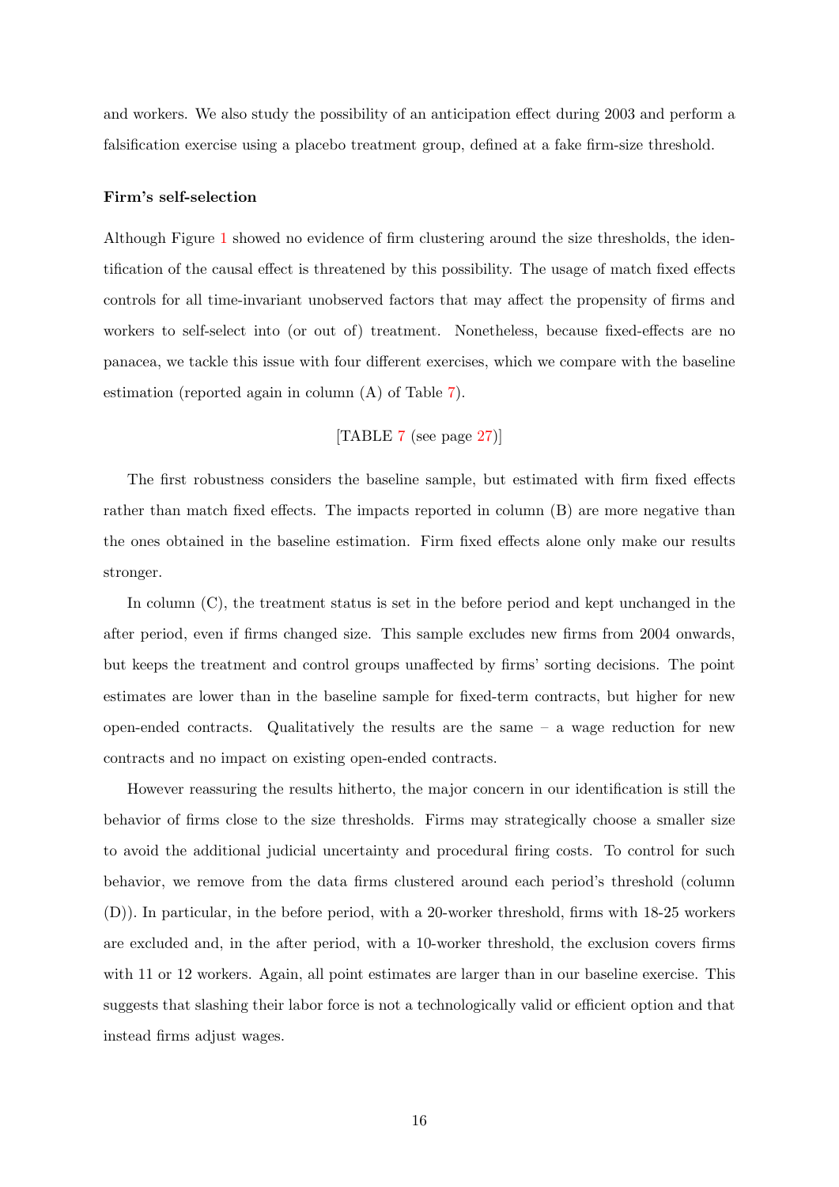and workers. We also study the possibility of an anticipation effect during 2003 and perform a falsification exercise using a placebo treatment group, defined at a fake firm-size threshold.

**Firm's self-selection**

Although Figure 1 showed no evidence of firm clustering around the size thresholds, the identification of the causal effect is threatened by this possibility. The usage of match fixed effects controls for all time-invariant unobserved factors that may affect the propensity of firms and workers to self-select into (or out of) treatment. Nonetheless, because fixed-effects are no panacea, we tackle this issue with four different exercises, which we compare with the baseline estimation (reported again in column (A) of Table 7).

[TABLE 7 (see page 27)]

The first robustness considers the baseline sample, but estimated with firm fixed effects rather than match fixed effects. The impacts reported in column (B) are more negative than the ones obtained in the baseline estimation. Firm fixed effects alone only make our results stronger.

In column (C), the treatment status is set in the before period and kept unchanged in the after period, even if firms changed size. This sample excludes new firms from 2004 onwards, but keeps the treatment and control groups unaffected by firms' sorting decisions. The point estimates are lower than in the baseline sample for fixed-term contracts, but higher for new open-ended contracts. Qualitatively the results are the same – a wage reduction for new contracts and no impact on existing open-ended contracts.

However reassuring the results hitherto, the major concern in our identification is still the behavior of firms close to the size thresholds. Firms may strategically choose a smaller size to avoid the additional judicial uncertainty and procedural firing costs. To control for such behavior, we remove from the data firms clustered around each period's threshold (column (D)). In particular, in the before period, with a 20-worker threshold, firms with 18-25 workers are excluded and, in the after period, with a 10-worker threshold, the exclusion covers firms with 11 or 12 workers. Again, all point estimates are larger than in our baseline exercise. This suggests that slashing their labor force is not a technologically valid or efficient option and that instead firms adjust wages.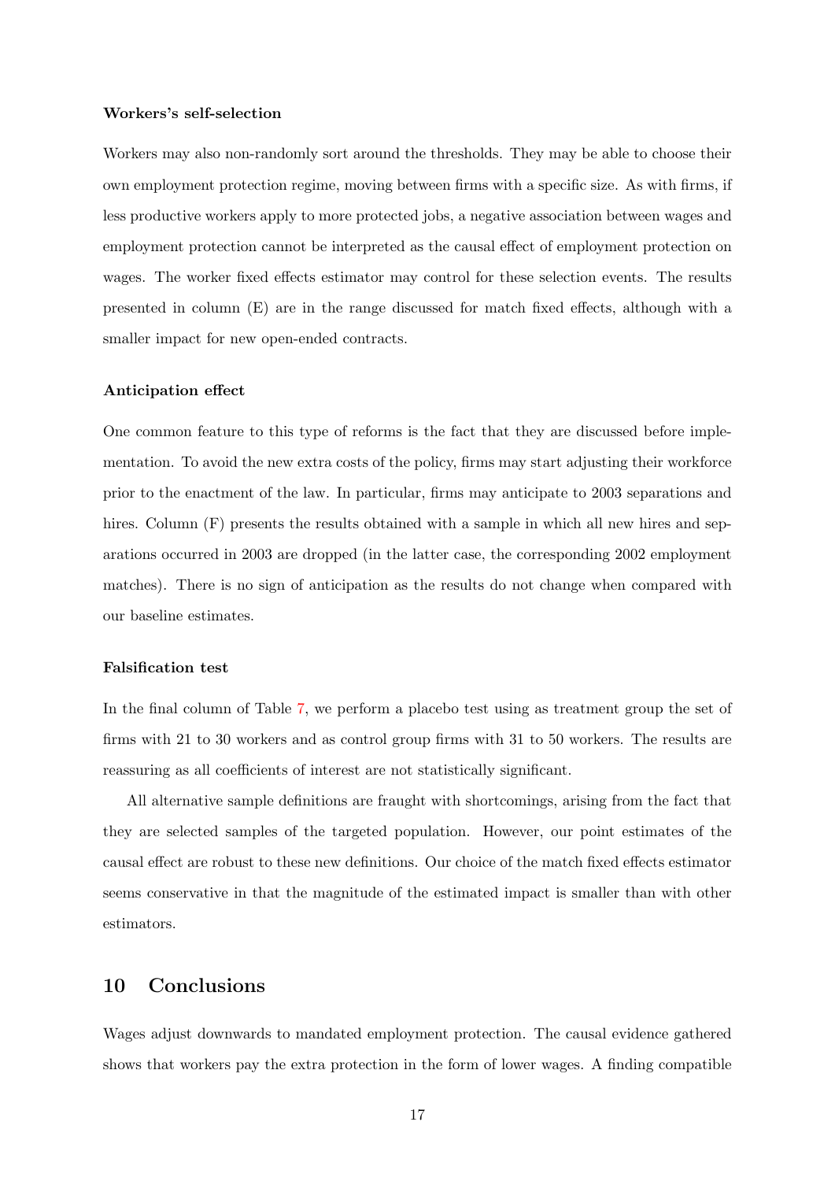#### Workers's self-selection

Workers may also non-randomly sort around the thresholds. They may be able to choose their own employment protection regime, moving between firms with a specific size. As with firms, if less productive workers apply to more protected jobs, a negative association between wages and employment protection cannot be interpreted as the causal effect of employment protection on wages. The worker fixed effects estimator may control for these selection events. The results presented in column (E) are in the range discussed for match fixed effects, although with a smaller impact for new open-ended contracts.

#### Anticipation effect

One common feature to this type of reforms is the fact that they are discussed before implementation. To avoid the new extra costs of the policy, firms may start adjusting their workforce prior to the enactment of the law. In particular, firms may anticipate to 2003 separations and hires. Column (F) presents the results obtained with a sample in which all new hires and separations occurred in 2003 are dropped (in the latter case, the corresponding 2002 employment matches). There is no sign of anticipation as the results do not change when compared with our baseline estimates.

#### Falsification test

In the final column of Table 7, we perform a placebo test using as treatment group the set of firms with 21 to 30 workers and as control group firms with 31 to 50 workers. The results are reassuring as all coefficients of interest are not statistically significant.

All alternative sample definitions are fraught with shortcomings, arising from the fact that they are selected samples of the targeted population. However, our point estimates of the causal effect are robust to these new definitions. Our choice of the match fixed effects estimator seems conservative in that the magnitude of the estimated impact is smaller than with other estimators.

## 10 Conclusions

Wages adjust downwards to mandated employment protection. The causal evidence gathered shows that workers pay the extra protection in the form of lower wages. A finding compatible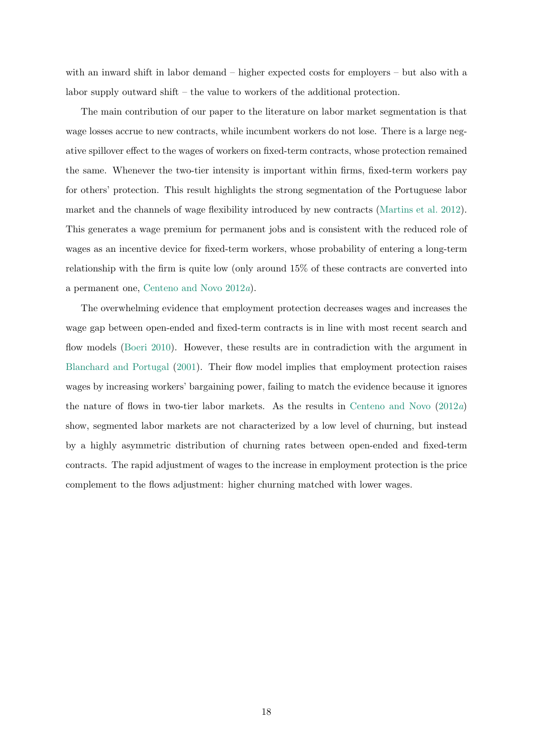with an inward shift in labor demand – higher expected costs for employers – but also with a labor supply outward shift – the value to workers of the additional protection.

The main contribution of our paper to the literature on labor market segmentation is that wage losses accrue to new contracts, while incumbent workers do not lose. There is a large negative spillover effect to the wages of workers on fixed-term contracts, whose protection remained the same. Whenever the two-tier intensity is important within firms, fixed-term workers pay for others' protection. This result highlights the strong segmentation of the Portuguese labor market and the channels of wage flexibility introduced by new contracts (Martins et al. 2012). This generates a wage premium for permanent jobs and is consistent with the reduced role of wages as an incentive device for fixed-term workers, whose probability of entering a long-term relationship with the firm is quite low (only around 15% of these contracts are converted into a permanent one, Centeno and Novo 2012*a*).

The overwhelming evidence that employment protection decreases wages and increases the wage gap between open-ended and fixed-term contracts is in line with most recent search and flow models (Boeri 2010). However, these results are in contradiction with the argument in Blanchard and Portugal (2001). Their flow model implies that employment protection raises wages by increasing workers' bargaining power, failing to match the evidence because it ignores the nature of flows in two-tier labor markets. As the results in Centeno and Novo (2012*a*) show, segmented labor markets are not characterized by a low level of churning, but instead by a highly asymmetric distribution of churning rates between open-ended and fixed-term contracts. The rapid adjustment of wages to the increase in employment protection is the price complement to the flows adjustment: higher churning matched with lower wages.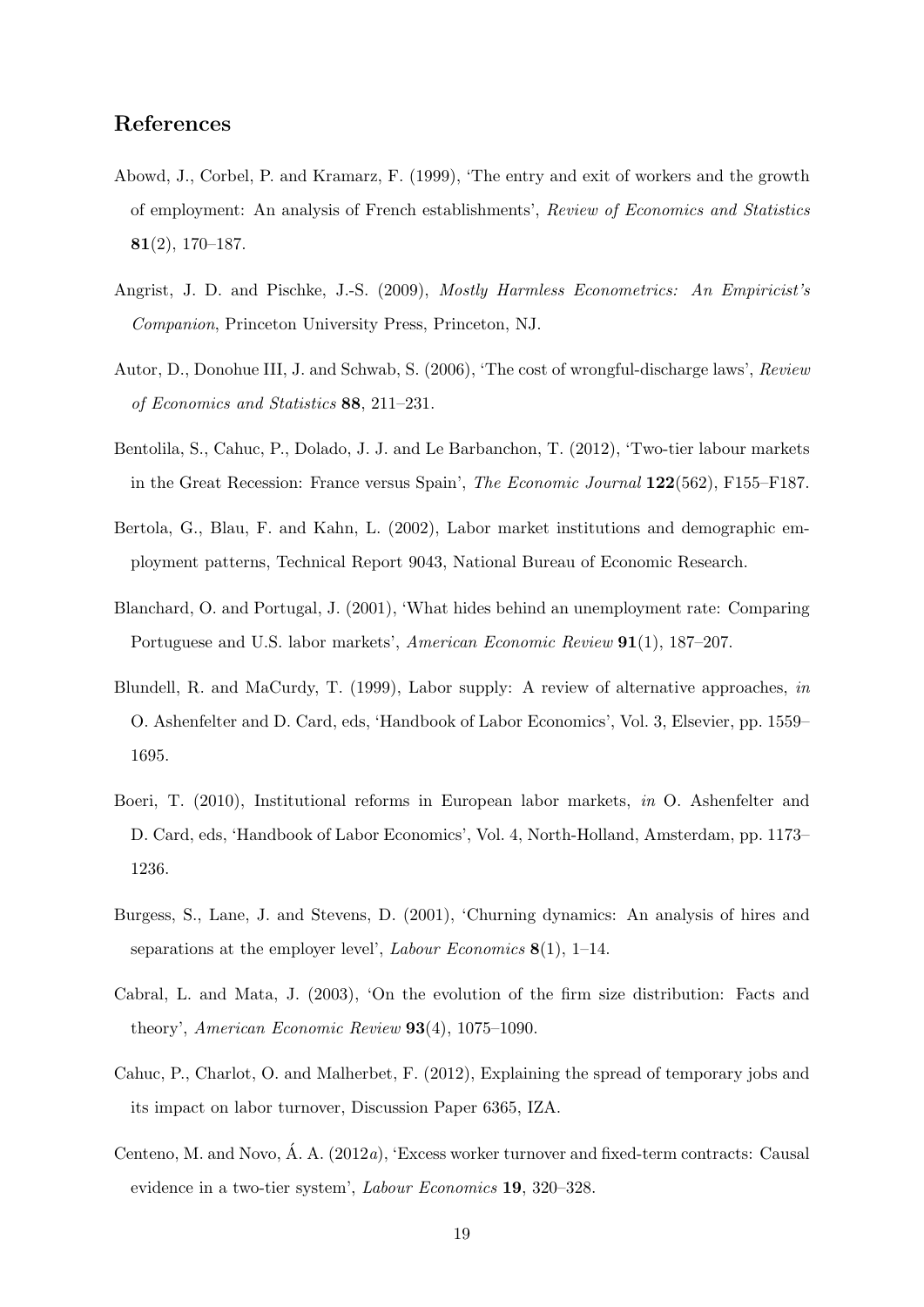## References

Abowd, J., Corbel, P. and Kramarz, F. (1999), 'The entry and exit of workers and the growth of employment: An analysis of French establishments', *Review of Economics and Statistics* **81**(2), 170–187.

Angrist, J. D. and Pischke, J.-S. (2009), *Mostly Harmless Econometrics: An Empiricist's Companion*, Princeton University Press, Princeton, NJ.

Autor, D., Donohue III, J. and Schwab, S. (2006), 'The cost of wrongful-discharge laws', *Review of Economics and Statistics* **88**, 211–231.

Bentolila, S., Cahuc, P., Dolado, J. J. and Le Barbanchon, T. (2012), 'Two-tier labour markets in the Great Recession: France versus Spain', *The Economic Journal* **122**(562), F155–F187.

Bertola, G., Blau, F. and Kahn, L. (2002), Labor market institutions and demographic employment patterns, Technical Report 9043, National Bureau of Economic Research.

Blanchard, O. and Portugal, J. (2001), 'What hides behind an unemployment rate: Comparing Portuguese and U.S. labor markets', *American Economic Review* **91**(1), 187–207.

Blundell, R. and MaCurdy, T. (1999), Labor supply: A review of alternative approaches, *in* O. Ashenfelter and D. Card, eds, 'Handbook of Labor Economics', Vol. 3, Elsevier, pp. 1559–1695.

Boeri, T. (2010), Institutional reforms in European labor markets, *in* O. Ashenfelter and D. Card, eds, 'Handbook of Labor Economics', Vol. 4, North-Holland, Amsterdam, pp. 1173–1236.

Burgess, S., Lane, J. and Stevens, D. (2001), 'Churning dynamics: An analysis of hires and separations at the employer level', *Labour Economics* **8**(1), 1–14.

Cabral, L. and Mata, J. (2003), 'On the evolution of the firm size distribution: Facts and theory', *American Economic Review* **93**(4), 1075–1090.

Cahuc, P., Charlot, O. and Malherbet, F. (2012), Explaining the spread of temporary jobs and its impact on labor turnover, Discussion Paper 6365, IZA.

Centeno, M. and Novo, Á. A. (2012*a*), 'Excess worker turnover and fixed-term contracts: Causal evidence in a two-tier system', *Labour Economics* **19**, 320–328.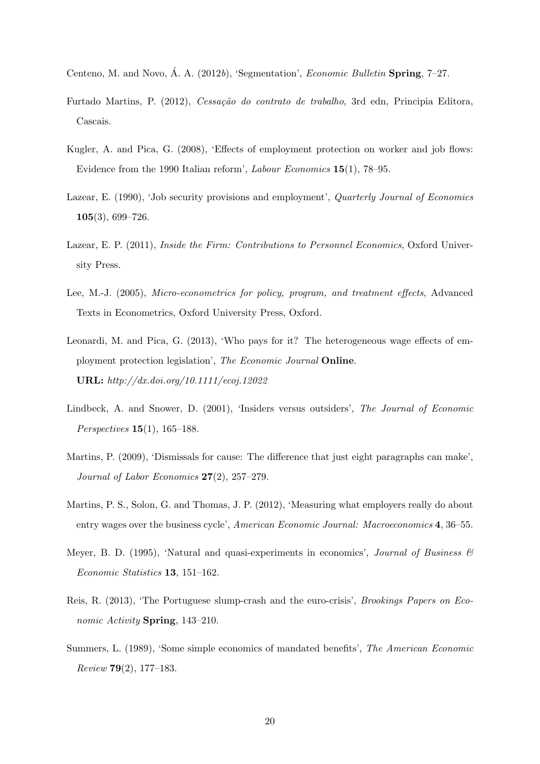Centeno, M. and Novo, Á. A. (2012*b*), 'Segmentation', *Economic Bulletin* **Spring**, 7–27.

Furtado Martins, P. (2012), *Cessação do contrato de trabalho*, 3rd edn, Principia Editora, Cascais.

Kugler, A. and Pica, G. (2008), 'Effects of employment protection on worker and job flows: Evidence from the 1990 Italian reform', *Labour Economics* **15**(1), 78–95.

Lazear, E. (1990), 'Job security provisions and employment', *Quarterly Journal of Economics* **105**(3), 699–726.

Lazear, E. P. (2011), *Inside the Firm: Contributions to Personnel Economics*, Oxford University Press.

Lee, M.-J. (2005), *Micro-econometrics for policy, program, and treatment effects*, Advanced Texts in Econometrics, Oxford University Press, Oxford.

Leonardi, M. and Pica, G. (2013), 'Who pays for it? The heterogeneous wage effects of employment protection legislation', *The Economic Journal* **Online**.
**URL:** *http://dx.doi.org/10.1111/ecoj.12022*

Lindbeck, A. and Snower, D. (2001), 'Insiders versus outsiders', *The Journal of Economic Perspectives* **15**(1), 165–188.

Martins, P. (2009), 'Dismissals for cause: The difference that just eight paragraphs can make', *Journal of Labor Economics* **27**(2), 257–279.

Martins, P. S., Solon, G. and Thomas, J. P. (2012), 'Measuring what employers really do about entry wages over the business cycle', *American Economic Journal: Macroeconomics* **4**, 36–55.

Meyer, B. D. (1995), 'Natural and quasi-experiments in economics', *Journal of Business & Economic Statistics* **13**, 151–162.

Reis, R. (2013), 'The Portuguese slump-crash and the euro-crisis', *Brookings Papers on Economic Activity* **Spring**, 143–210.

Summers, L. (1989), 'Some simple economics of mandated benefits', *The American Economic Review* **79**(2), 177–183.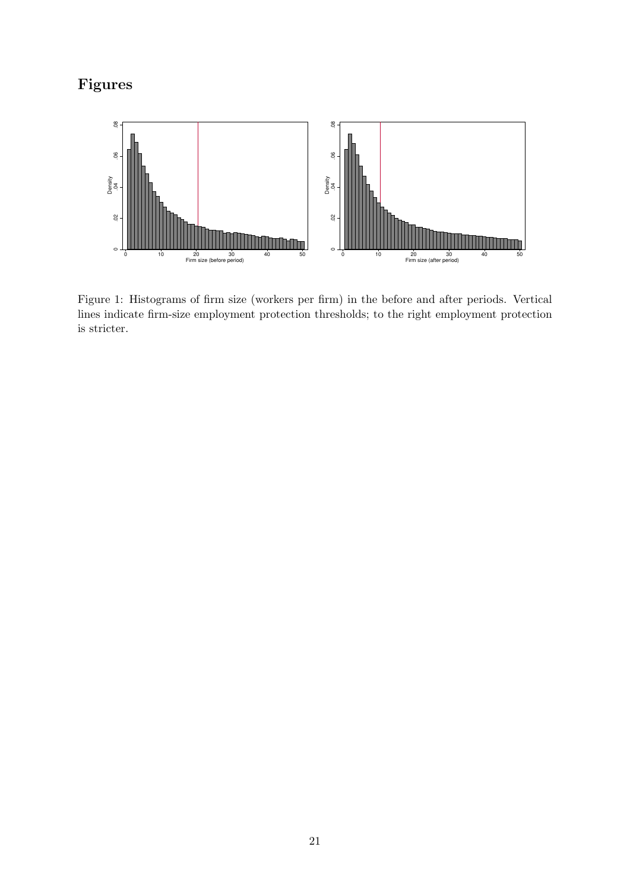# Figures

Figure 1: Histograms of firm size (workers per firm) in the before and after periods. Vertical lines indicate firm-size employment protection thresholds; to the right employment protection is stricter.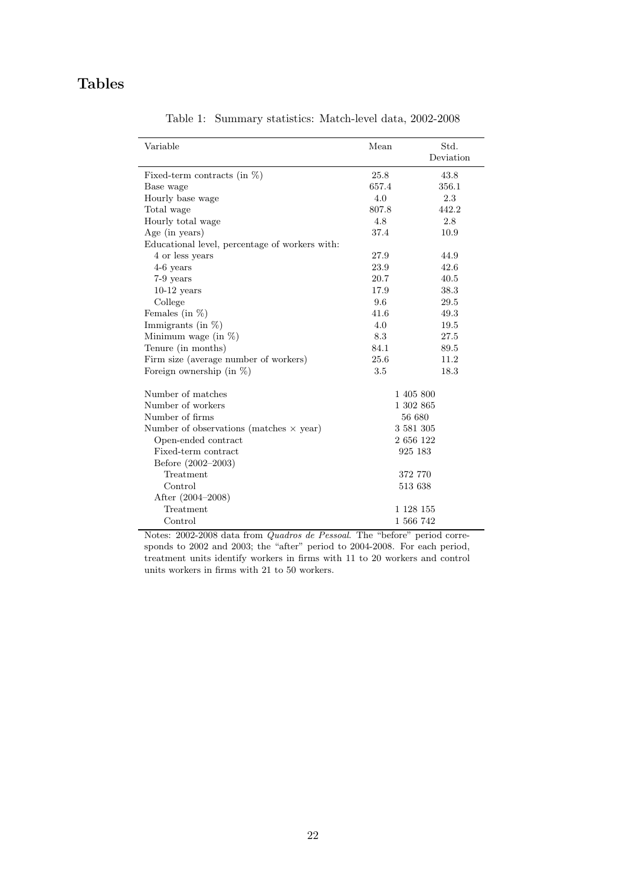# Tables

Table 1: Summary statistics: Match-level data, 2002-2008

| Variable | Mean | Std. Deviation |
|---|---|---|
| Fixed-term contracts (in %) | 25.8 | 43.8 |
| Base wage | 657.4 | 356.1 |
| Hourly base wage | 4.0 | 2.3 |
| Total wage | 807.8 | 442.2 |
| Hourly total wage | 4.8 | 2.8 |
| Age (in years) | 37.4 | 10.9 |
| Educational level, percentage of workers with: | | |
| 4 or less years | 27.9 | 44.9 |
| 4-6 years | 23.9 | 42.6 |
| 7-9 years | 20.7 | 40.5 |
| 10-12 years | 17.9 | 38.3 |
| College | 9.6 | 29.5 |
| Females (in %) | 41.6 | 49.3 |
| Immigrants (in %) | 4.0 | 19.5 |
| Minimum wage (in %) | 8.3 | 27.5 |
| Tenure (in months) | 84.1 | 89.5 |
| Firm size (average number of workers) | 25.6 | 11.2 |
| Foreign ownership (in %) | 3.5 | 18.3 |
| | | |
| Number of matches | 1 405 800 | |
| Number of workers | 1 302 865 | |
| Number of firms | 56 680 | |
| Number of observations (matches $\times$ year) | 3 581 305 | |
| Open-ended contract | 2 656 122 | |
| Fixed-term contract | 925 183 | |
| Before (2002–2003) | | |
| Treatment | 372 770 | |
| Control | 513 638 | |
| After (2004–2008) | | |
| Treatment | 1 128 155 | |
| Control | 1 566 742 | |

Notes: 2002-2008 data from *Quadros de Pessoal*. The "before" period corresponds to 2002 and 2003; the "after" period to 2004-2008. For each period, treatment units identify workers in firms with 11 to 20 workers and control units workers in firms with 21 to 50 workers.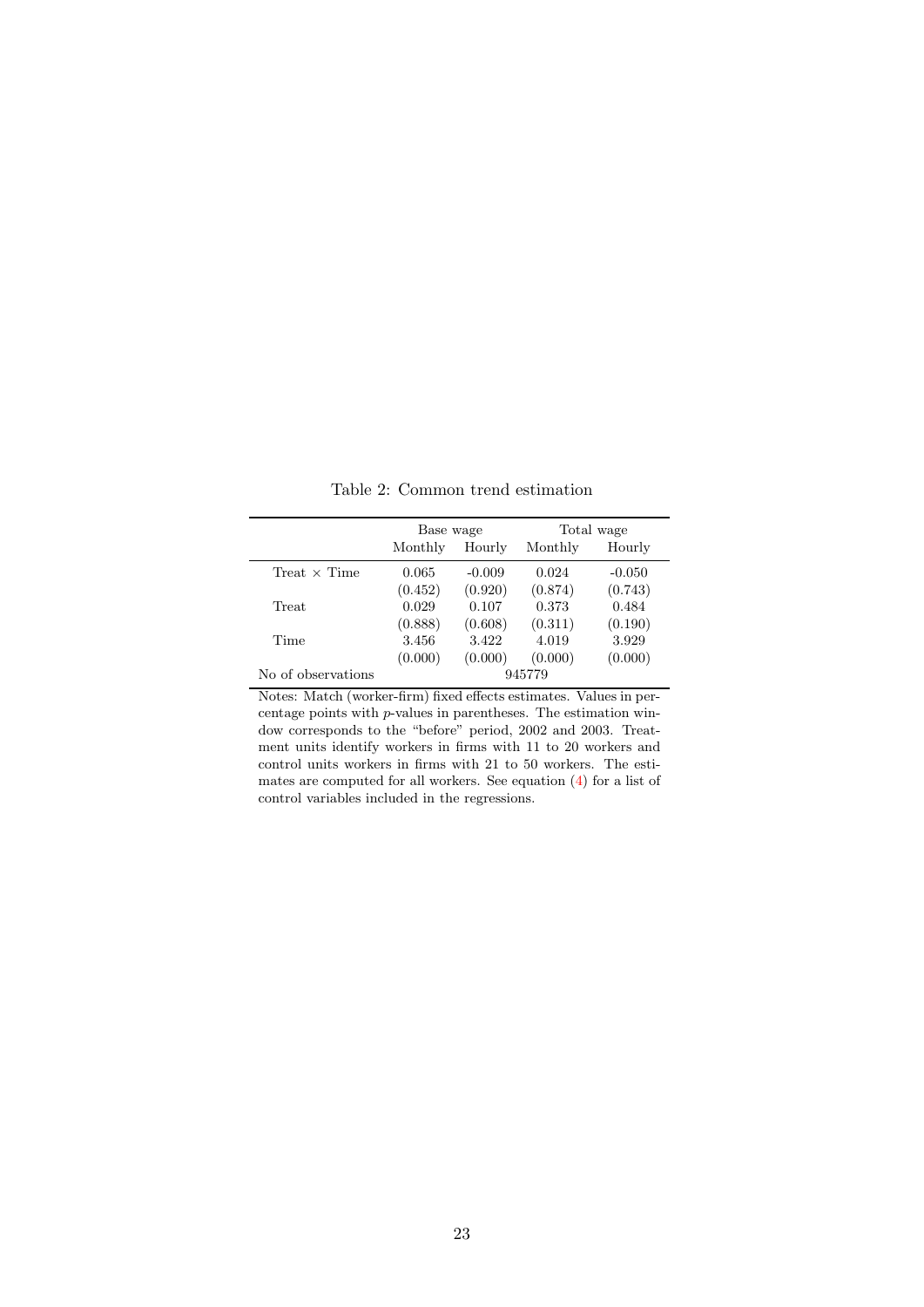Table 2: Common trend estimation

| | Base wage | | Total wage | |
|---|---|---|---|---|
| | Monthly | Hourly | Monthly | Hourly |
| Treat × Time | 0.065 | -0.009 | 0.024 | -0.050 |
| | (0.452) | (0.920) | (0.874) | (0.743) |
| Treat | 0.029 | 0.107 | 0.373 | 0.484 |
| | (0.888) | (0.608) | (0.311) | (0.190) |
| Time | 3.456 | 3.422 | 4.019 | 3.929 |
| | (0.000) | (0.000) | (0.000) | (0.000) |
| No of observations | 945779 | | | |

Notes: Match (worker-firm) fixed effects estimates. Values in percentage points with $p$-values in parentheses. The estimation window corresponds to the "before" period, 2002 and 2003. Treatment units identify workers in firms with 11 to 20 workers and control units workers in firms with 21 to 50 workers. The estimates are computed for all workers. See equation (4) for a list of control variables included in the regressions.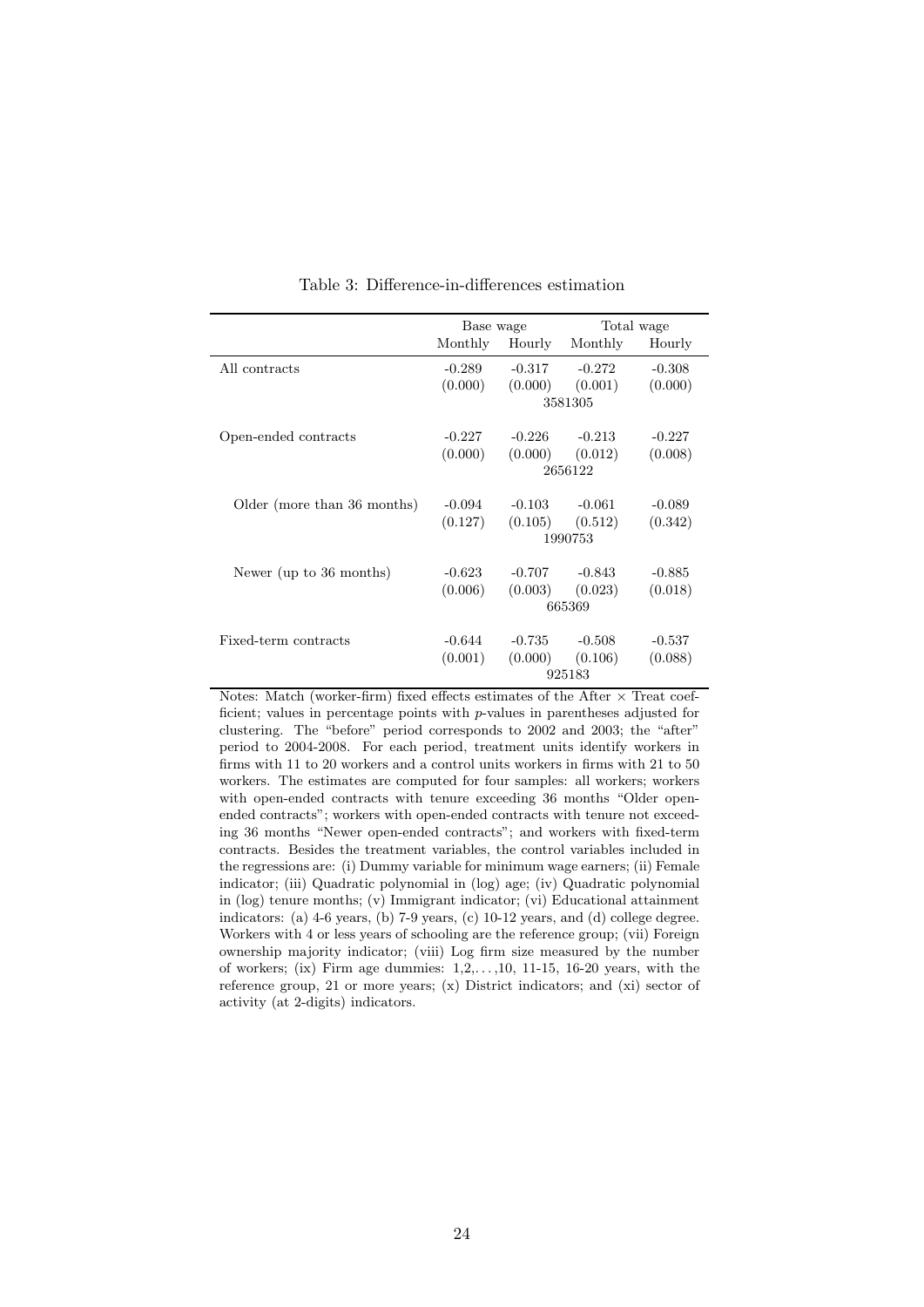Table 3: Difference-in-differences estimation

| | Base wage | | Total wage | |
|---|---|---|---|---|
| | Monthly | Hourly | Monthly | Hourly |
| All contracts | -0.289 | -0.317 | -0.272 | -0.308 |
| | (0.000) | (0.000) | (0.001) | (0.000) |
| | | 3581305 | | |
| Open-ended contracts | -0.227 | -0.226 | -0.213 | -0.227 |
| | (0.000) | (0.000) | (0.012) | (0.008) |
| | | 2656122 | | |
| Older (more than 36 months) | -0.094 | -0.103 | -0.061 | -0.089 |
| | (0.127) | (0.105) | (0.512) | (0.342) |
| | | 1990753 | | |
| Newer (up to 36 months) | -0.623 | -0.707 | -0.843 | -0.885 |
| | (0.006) | (0.003) | (0.023) | (0.018) |
| | | 665369 | | |
| Fixed-term contracts | -0.644 | -0.735 | -0.508 | -0.537 |
| | (0.001) | (0.000) | (0.106) | (0.088) |
| | | 925183 | | |

Notes: Match (worker-firm) fixed effects estimates of the After $\times$ Treat coefficient; values in percentage points with $p$-values in parentheses adjusted for clustering. The "before" period corresponds to 2002 and 2003; the "after" period to 2004-2008. For each period, treatment units identify workers in firms with 11 to 20 workers and a control units workers in firms with 21 to 50 workers. The estimates are computed for four samples: all workers; workers with open-ended contracts with tenure exceeding 36 months "Older open-ended contracts"; workers with open-ended contracts with tenure not exceeding 36 months "Newer open-ended contracts"; and workers with fixed-term contracts. Besides the treatment variables, the control variables included in the regressions are: (i) Dummy variable for minimum wage earners; (ii) Female indicator; (iii) Quadratic polynomial in (log) age; (iv) Quadratic polynomial in (log) tenure months; (v) Immigrant indicator; (vi) Educational attainment indicators: (a) 4-6 years, (b) 7-9 years, (c) 10-12 years, and (d) college degree. Workers with 4 or less years of schooling are the reference group; (vii) Foreign ownership majority indicator; (viii) Log firm size measured by the number of workers; (ix) Firm age dummies: 1,2,...,10, 11-15, 16-20 years, with the reference group, 21 or more years; (x) District indicators; and (xi) sector of activity (at 2-digits) indicators.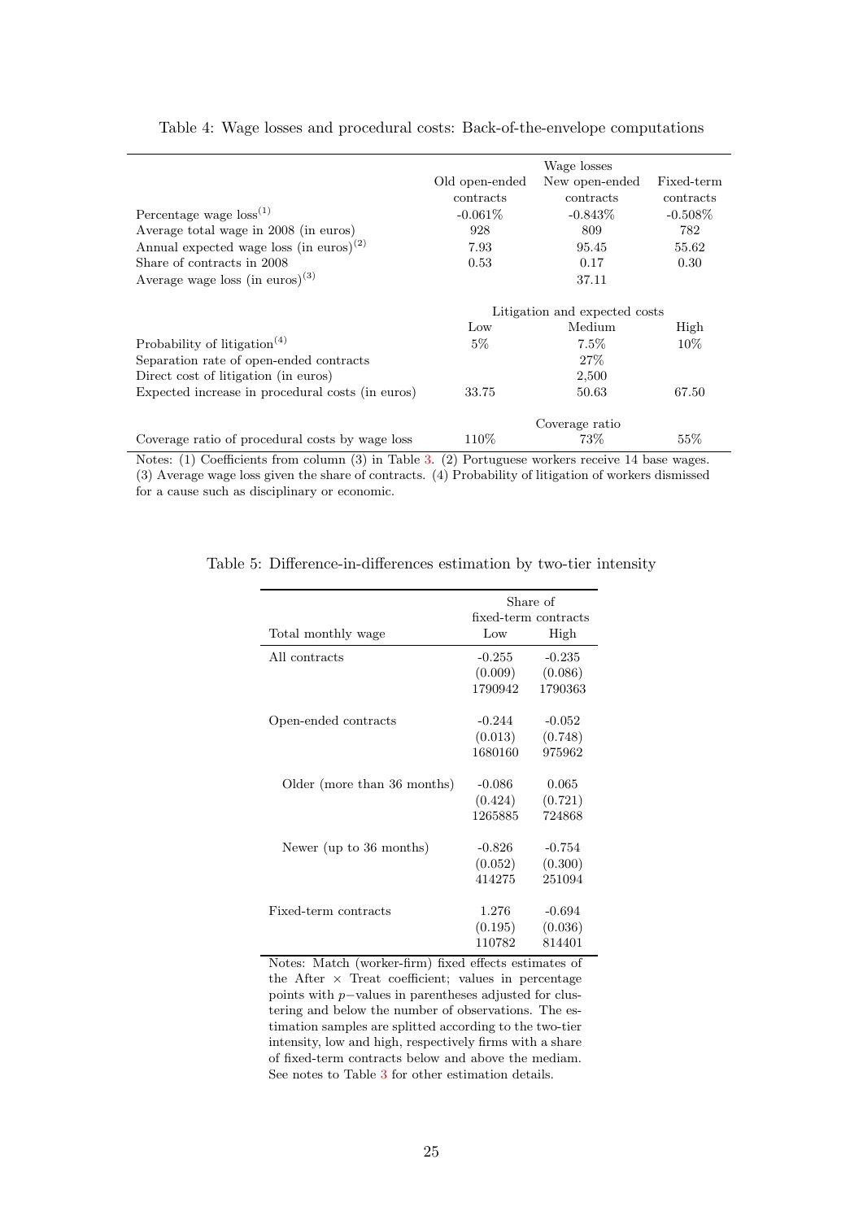Table 4: Wage losses and procedural costs: Back-of-the-envelope computations

| | Wage losses | | |
|---|---|---|---|
| | Old open-ended contracts | New open-ended contracts | Fixed-term contracts |
| Percentage wage loss[(1)] | -0.061% | -0.843% | -0.508% |
| Average total wage in 2008 (in euros) | 928 | 809 | 782 |
| Annual expected wage loss (in euros)[(2)] | 7.93 | 95.45 | 55.62 |
| Share of contracts in 2008 | 0.53 | 0.17 | 0.30 |
| Average wage loss (in euros)[(3)] | | 37.11 | |
| | Litigation and expected costs | | |
| | Low | Medium | High |
| Probability of litigation[(4)] | 5% | 7.5% | 10% |
| Separation rate of open-ended contracts | | 27% | |
| Direct cost of litigation (in euros) | | 2,500 | |
| Expected increase in procedural costs (in euros) | 33.75 | 50.63 | 67.50 |
| | Coverage ratio | | |
| Coverage ratio of procedural costs by wage loss | 110% | 73% | 55% |

Notes: (1) Coefficients from column (3) in Table 3. (2) Portuguese workers receive 14 base wages. (3) Average wage loss given the share of contracts. (4) Probability of litigation of workers dismissed for a cause such as disciplinary or economic.

Table 5: Difference-in-differences estimation by two-tier intensity

| | Share of fixed-term contracts | |
|---|---|---|
| Total monthly wage | Low | High |
| All contracts | -0.255 | -0.235 |
| | (0.009) | (0.086) |
| | 1790942 | 1790363 |
| Open-ended contracts | -0.244 | -0.052 |
| | (0.013) | (0.748) |
| | 1680160 | 975962 |
| Older (more than 36 months) | -0.086 | 0.065 |
| | (0.424) | (0.721) |
| | 1265885 | 724868 |
| Newer (up to 36 months) | -0.826 | -0.754 |
| | (0.052) | (0.300) |
| | 414275 | 251094 |
| Fixed-term contracts | 1.276 | -0.694 |
| | (0.195) | (0.036) |
| | 110782 | 814401 |

Notes: Match (worker-firm) fixed effects estimates of the After × Treat coefficient; values in percentage points with $p-$values in parentheses adjusted for clustering and below the number of observations. The estimation samples are splitted according to the two-tier intensity, low and high, respectively firms with a share of fixed-term contracts below and above the mediam. See notes to Table 3 for other estimation details.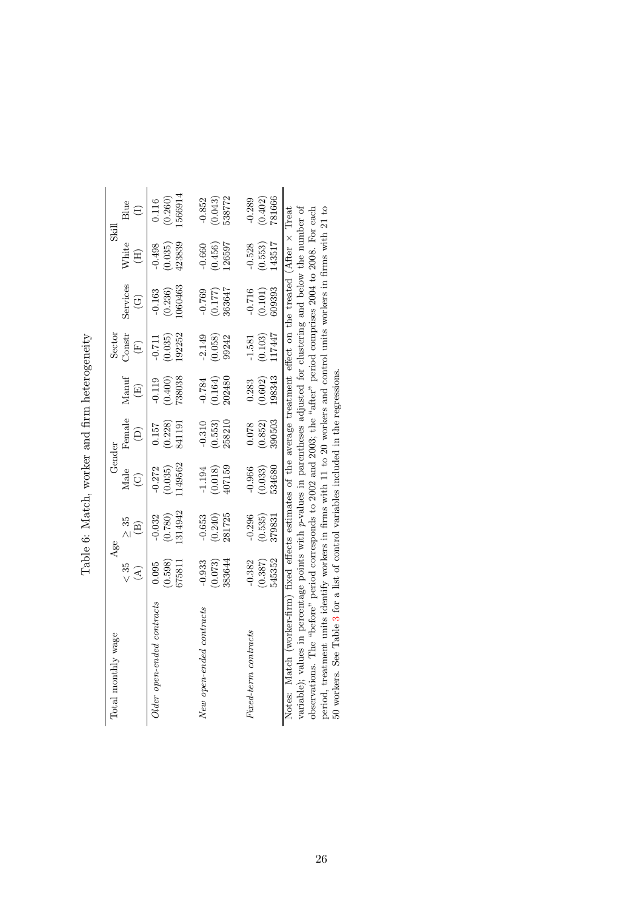Table 6: Match, worker and firm heterogeneity

| Total monthly wage | Age | | Gender | | Sector | | | Skill | |
|---|---|---|---|---|---|---|---|---|---|
| | $< 35$ | $\geq 35$ | Male | Female | Manuf | Constr | Services | White | Blue |
| | (A) | (B) | (C) | (D) | (E) | (F) | (G) | (H) | (I) |
| *Older open-ended contracts* | 0.095 | -0.032 | -0.272 | 0.157 | -0.119 | -0.711 | -0.163 | -0.498 | 0.116 |
| | (0.598) | (0.780) | (0.035) | (0.228) | (0.400) | (0.035) | (0.236) | (0.035) | (0.260) |
| | 675811 | 1314942 | 1149562 | 841191 | 738038 | 192252 | 1060463 | 423839 | 1566914 |
| *New open-ended contracts* | -0.933 | -0.653 | -1.194 | -0.310 | -0.784 | -2.149 | -0.769 | -0.660 | -0.852 |
| | (0.073) | (0.240) | (0.018) | (0.553) | (0.164) | (0.058) | (0.177) | (0.456) | (0.043) |
| | 383644 | 281725 | 407159 | 258210 | 202480 | 99242 | 363647 | 126597 | 538772 |
| *Fixed-term contracts* | -0.382 | -0.296 | -0.966 | 0.078 | 0.283 | -1.581 | -0.716 | -0.528 | -0.289 |
| | (0.387) | (0.535) | (0.033) | (0.852) | (0.602) | (0.103) | (0.101) | (0.553) | (0.402) |
| | 545352 | 379831 | 534680 | 390503 | 198343 | 117447 | 609393 | 143517 | 781666 |

Notes: Match (worker-firm) fixed effects estimates of the average treatment effect on the treated (After × Treat variable); values in percentage points with *p*-values in parentheses adjusted for clustering and below the number of observations. The "before" period corresponds to 2002 and 2003; the "after" period comprises 2004 to 2008. For each period, treatment units identify workers in firms with 11 to 20 workers and control units workers in firms with 21 to 50 workers. See Table 3 for a list of control variables included in the regressions.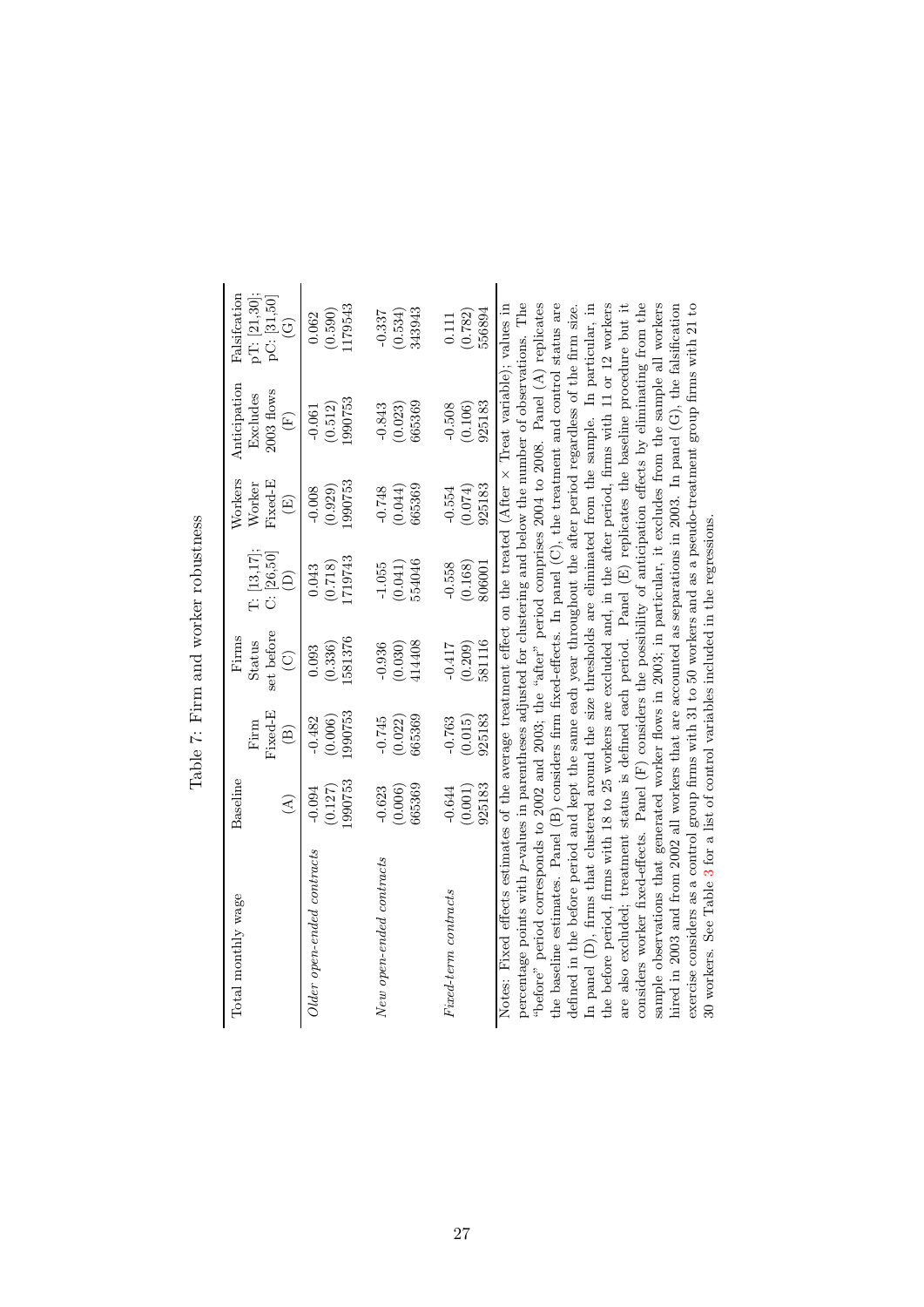Table 7: Firm and worker robustness

| Total monthly wage | Baseline | Firm Fixed-E | Firms Status set before | T: [13,17]; C: [26,50] | Workers Worker Fixed-E | Anticipation Excludes 2003 flows | Falsifcation pT: [21,30]; pC: [31,50] |
|---|---|---|---|---|---|---|---|
| | (A) | (B) | (C) | (D) | (E) | (F) | (G) |
| *Older open-ended contracts* | -0.094 | -0.482 | 0.093 | 0.043 | -0.008 | -0.061 | 0.062 |
| | (0.127) | (0.006) | (0.336) | (0.718) | (0.929) | (0.512) | (0.590) |
| | 1990753 | 1990753 | 1581376 | 1719743 | 1990753 | 1990753 | 1179543 |
| *New open-ended contracts* | -0.623 | -0.745 | -0.936 | -1.055 | -0.748 | -0.843 | -0.337 |
| | (0.006) | (0.022) | (0.030) | (0.041) | (0.044) | (0.023) | (0.534) |
| | 665369 | 665369 | 414408 | 554046 | 665369 | 665369 | 343943 |
| *Fixed-term contracts* | -0.644 | -0.763 | -0.417 | -0.558 | -0.554 | -0.508 | 0.111 |
| | (0.001) | (0.015) | (0.209) | (0.168) | (0.074) | (0.106) | (0.782) |
| | 925183 | 925183 | 581116 | 806001 | 925183 | 925183 | 556894 |

Notes: Fixed effects estimates of the average treatment effect on the treated (After × Treat variable); values in percentage points with *p*-values in parentheses adjusted for clustering and below the number of observations. The "before" period corresponds to 2002 and 2003; the "after" period comprises 2004 to 2008. Panel (A) replicates the baseline estimates. Panel (B) considers firm fixed-effects. In panel (C), the treatment and control status are defined in the before period and kept the same each year throughout the after period regardless of the firm size. In panel (D), firms that clustered around the size thresholds are eliminated from the sample. In particular, in the before period, firms with 18 to 25 workers are excluded and, in the after period, firms with 11 or 12 workers are also excluded; treatment status is defined each period. Panel (E) replicates the baseline procedure but it considers worker fixed-effects. Panel (F) considers the possibility of anticipation effects by eliminating from the sample observations that generated worker flows in 2003; in particular, it excludes from the sample all workers hired in 2003 and from 2002 all workers that are accounted as separations in 2003. In panel (G), the falsification exercise considers as a control group firms with 31 to 50 workers and as a pseudo-treatment group firms with 21 to 30 workers. See Table 3 for a list of control variables included in the regressions.